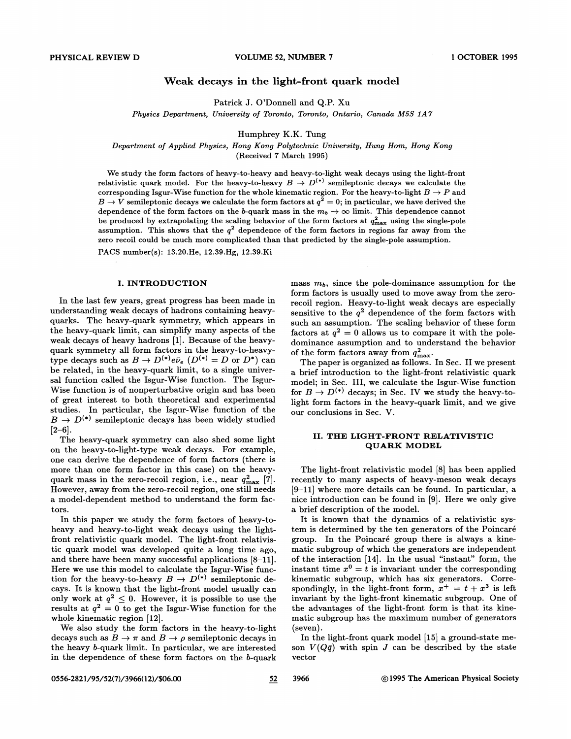# Weak decays in the light-front quark model

Patrick J. O'Donnell and Q.P. Xu

*Physics Department, University of Toronto, Toronto, Ontario, Canada M5S 1A7*

Humphrey K.K. Tung

*Department of Applied Physics, Hong Kong Polytechnic University, Hung Hom, Hong Kong*

(Received 7 March 1995)

We study the form factors of heavy-to-heavy and heavy-to-light weak decays using the light-front relativistic quark model. For the heavy-to-heavy $B \to D^{(*)}$ semileptonic decays we calculate the corresponding Isgur-Wise function for the whole kinematic region. For the heavy-to-light $B \to P$ and $B \to V$ semileptonic decays we calculate the form factors at $q^2 = 0$; in particular, we have derived the dependence of the form factors on the $b$-quark mass in the $m_b \to \infty$ limit. This dependence cannot be produced by extrapolating the scaling behavior of the form factors at $q^2_{\rm max}$ using the single-pole assumption. This shows that the $q^2$ dependence of the form factors in regions far away from the zero recoil could be much more complicated than that predicted by the single-pole assumption.

PACS number(s): 13.20.He, 12.39.Hg, 12.39.Ki

## I. INTRODUCTION

In the last few years, great progress has been made in understanding weak decays of hadrons containing heavy-quarks. The heavy-quark symmetry, which appears in the heavy-quark limit, can simplify many aspects of the weak decays of heavy hadrons [1]. Because of the heavy-quark symmetry all form factors in the heavy-to-heavy-type decays such as $B \to D^{(*)} e \bar{\nu}_e$ ($D^{(*)} = D$ or $D^*$) can be related, in the heavy-quark limit, to a single universal function called the Isgur-Wise function. The Isgur-Wise function is of nonperturbative origin and has been of great interest to both theoretical and experimental studies. In particular, the Isgur-Wise function of the $B \to D^{(*)}$ semileptonic decays has been widely studied [2–6].

The heavy-quark symmetry can also shed some light on the heavy-to-light-type weak decays. For example, one can derive the dependence of form factors (there is more than one form factor in this case) on the heavy-quark mass in the zero-recoil region, i.e., near $q^2_{\rm max}$ [7]. However, away from the zero-recoil region, one still needs a model-dependent method to understand the form factors.

In this paper we study the form factors of heavy-to-heavy and heavy-to-light weak decays using the light-front relativistic quark model. The light-front relativistic quark model was developed quite a long time ago, and there have been many successful applications [8–11]. Here we use this model to calculate the Isgur-Wise function for the heavy-to-heavy $B \to D^{(*)}$ semileptonic decays. It is known that the light-front model usually can only work at $q^2 \leq 0$. However, it is possible to use the results at $q^2 = 0$ to get the Isgur-Wise function for the whole kinematic region [12].

We also study the form factors in the heavy-to-light decays such as $B \to \pi$ and $B \to \rho$ semileptonic decays in the heavy $b$-quark limit. In particular, we are interested in the dependence of these form factors on the $b$-quark mass $m_b$, since the pole-dominance assumption for the form factors is usually used to move away from the zero-recoil region. Heavy-to-light weak decays are especially sensitive to the $q^2$ dependence of the form factors with such an assumption. The scaling behavior of these form factors at $q^2 = 0$ allows us to compare it with the pole-dominance assumption and to understand the behavior of the form factors away from $q^2_{\rm max}$.

The paper is organized as follows. In Sec. II we present a brief introduction to the light-front relativistic quark model; in Sec. III, we calculate the Isgur-Wise function for $B \to D^{(*)}$ decays; in Sec. IV we study the heavy-to-light form factors in the heavy-quark limit, and we give our conclusions in Sec. V.

## II. THE LIGHT-FRONT RELATIVISTIC QUARK MODEL

The light-front relativistic model [8] has been applied recently to many aspects of heavy-meson weak decays [9–11] where more details can be found. In particular, a nice introduction can be found in [9]. Here we only give a brief description of the model.

It is known that the dynamics of a relativistic system is determined by the ten generators of the Poincaré group. In the Poincaré group there is always a kinematic subgroup of which the generators are independent of the interaction [14]. In the usual "instant" form, the instant time $x^0 = t$ is invariant under the corresponding kinematic subgroup, which has six generators. Correspondingly, in the light-front form, $x^+ = t + x^3$ is left invariant by the light-front kinematic subgroup. One of the advantages of the light-front form is that its kinematic subgroup has the maximum number of generators (seven).

In the light-front quark model [15] a ground-state meson $V(Q\bar{q})$ with spin $J$ can be described by the state vector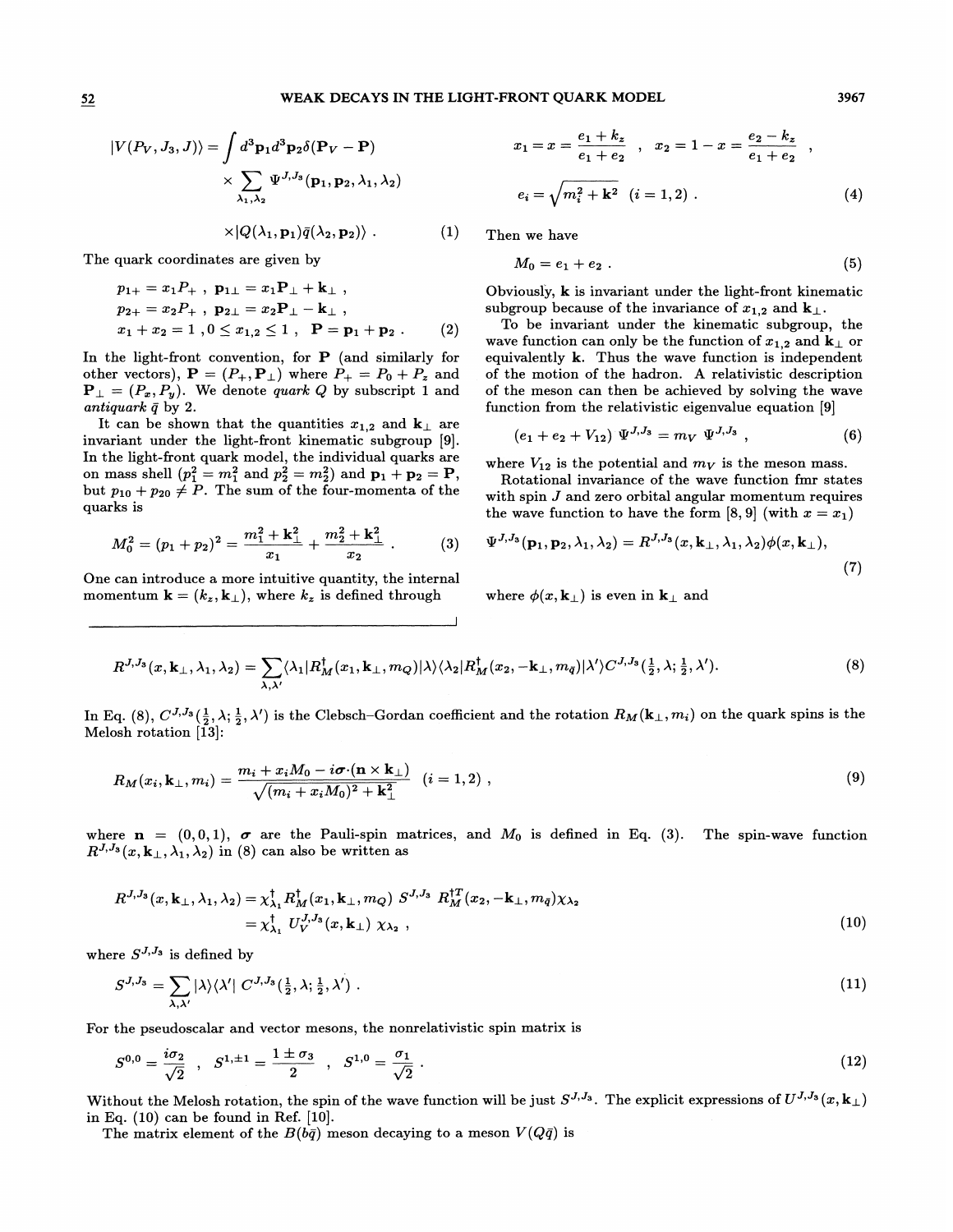$$|V(P_V, J_3, J)\rangle = \int d^3\mathbf{p}_1 d^3\mathbf{p}_2 \delta(\mathbf{P}_V - \mathbf{P}) \times \sum_{\lambda_1,\lambda_2} \Psi^{J,J_3}(\mathbf{p}_1, \mathbf{p}_2, \lambda_1, \lambda_2) \times |Q(\lambda_1, \mathbf{p}_1)\bar{q}(\lambda_2, \mathbf{p}_2)\rangle \ . \qquad (1)$$

The quark coordinates are given by

$$p_{1+} = x_1 P_+ \ , \ \mathbf{p}_{1\perp} = x_1 \mathbf{P}_\perp + \mathbf{k}_\perp \ ,$$
$$p_{2+} = x_2 P_+ \ , \ \mathbf{p}_{2\perp} = x_2 \mathbf{P}_\perp - \mathbf{k}_\perp \ ,$$
$$x_1 + x_2 = 1 \ , 0 \le x_{1,2} \le 1 \ , \ \ \mathbf{P} = \mathbf{p}_1 + \mathbf{p}_2 \ . \qquad (2)$$

In the light-front convention, for $\mathbf{P}$ (and similarly for other vectors), $\mathbf{P} = (P_+, \mathbf{P}_\perp)$ where $P_+ = P_0 + P_z$ and $\mathbf{P}_\perp = (P_x, P_y)$. We denote *quark* $Q$ by subscript 1 and *antiquark* $\bar{q}$ by 2.

It can be shown that the quantities $x_{1,2}$ and $\mathbf{k}_\perp$ are invariant under the light-front kinematic subgroup [9]. In the light-front quark model, the individual quarks are on mass shell ($p_1^2 = m_1^2$ and $p_2^2 = m_2^2$) and $\mathbf{p}_1 + \mathbf{p}_2 = \mathbf{P}$, but $p_{10} + p_{20} \neq P$. The sum of the four-momenta of the quarks is

$$M_0^2 = (p_1 + p_2)^2 = \frac{m_1^2 + \mathbf{k}_\perp^2}{x_1} + \frac{m_2^2 + \mathbf{k}_\perp^2}{x_2} \ . \qquad (3)$$

One can introduce a more intuitive quantity, the internal momentum $\mathbf{k} = (k_z, \mathbf{k}_\perp)$, where $k_z$ is defined through

$$x_1 = x = \frac{e_1 + k_z}{e_1 + e_2} \ , \ \ x_2 = 1 - x = \frac{e_2 - k_z}{e_1 + e_2} \ ,$$
$$e_i = \sqrt{m_i^2 + \mathbf{k}^2} \ \ (i = 1, 2) \ . \qquad (4)$$

Then we have

$$M_0 = e_1 + e_2 \ . \qquad (5)$$

Obviously, $\mathbf{k}$ is invariant under the light-front kinematic subgroup because of the invariance of $x_{1,2}$ and $\mathbf{k}_\perp$.

To be invariant under the kinematic subgroup, the wave function can only be the function of $x_{1,2}$ and $\mathbf{k}_\perp$ or equivalently $\mathbf{k}$. Thus the wave function is independent of the motion of the hadron. A relativistic description of the meson can then be achieved by solving the wave function from the relativistic eigenvalue equation [9]

$$(e_1 + e_2 + V_{12}) \ \Psi^{J,J_3} = m_V \ \Psi^{J,J_3} \ , \qquad (6)$$

where $V_{12}$ is the potential and $m_V$ is the meson mass.

Rotational invariance of the wave function fmr states with spin $J$ and zero orbital angular momentum requires the wave function to have the form [8, 9] (with $x = x_1$)

$$\Psi^{J,J_3}(\mathbf{p}_1, \mathbf{p}_2, \lambda_1, \lambda_2) = R^{J,J_3}(x, \mathbf{k}_\perp, \lambda_1, \lambda_2)\phi(x, \mathbf{k}_\perp), \qquad (7)$$

where $\phi(x, \mathbf{k}_\perp)$ is even in $\mathbf{k}_\perp$ and

$$R^{J,J_3}(x, \mathbf{k}_\perp, \lambda_1, \lambda_2) = \sum_{\lambda,\lambda'} \langle \lambda_1 | R_M^\dagger(x_1, \mathbf{k}_\perp, m_Q) | \lambda \rangle \langle \lambda_2 | R_M^\dagger(x_2, -\mathbf{k}_\perp, m_{\bar{q}}) | \lambda' \rangle C^{J,J_3}(\tfrac{1}{2}, \lambda; \tfrac{1}{2}, \lambda'). \qquad (8)$$

In Eq. (8), $C^{J,J_3}(\frac{1}{2}, \lambda; \frac{1}{2}, \lambda')$ is the Clebsch–Gordan coefficient and the rotation $R_M(\mathbf{k}_\perp, m_i)$ on the quark spins is the Melosh rotation [13]:

$$R_M(x_i, \mathbf{k}_\perp, m_i) = \frac{m_i + x_i M_0 - i\boldsymbol{\sigma}\cdot(\mathbf{n} \times \mathbf{k}_\perp)}{\sqrt{(m_i + x_i M_0)^2 + \mathbf{k}_\perp^2}} \ \ (i = 1, 2) \ , \qquad (9)$$

where $\mathbf{n} = (0, 0, 1)$, $\boldsymbol{\sigma}$ are the Pauli-spin matrices, and $M_0$ is defined in Eq. (3). The spin-wave function $R^{J,J_3}(x, \mathbf{k}_\perp, \lambda_1, \lambda_2)$ in (8) can also be written as

$$\begin{aligned} R^{J,J_3}(x, \mathbf{k}_\perp, \lambda_1, \lambda_2) &= \chi_{\lambda_1}^\dagger R_M^\dagger(x_1, \mathbf{k}_\perp, m_Q) \ S^{J,J_3} \ R_M^{\dagger T}(x_2, -\mathbf{k}_\perp, m_{\bar{q}})\chi_{\lambda_2} \\ &= \chi_{\lambda_1}^\dagger \ U_V^{J,J_3}(x, \mathbf{k}_\perp) \ \chi_{\lambda_2} \ , \end{aligned} \qquad (10)$$

where $S^{J,J_3}$ is defined by

$$S^{J,J_3} = \sum_{\lambda,\lambda'} |\lambda\rangle\langle\lambda'| \ C^{J,J_3}(\tfrac{1}{2}, \lambda; \tfrac{1}{2}, \lambda') \ . \qquad (11)$$

For the pseudoscalar and vector mesons, the nonrelativistic spin matrix is

$$S^{0,0} = \frac{i\sigma_2}{\sqrt{2}} \ , \ \ S^{1,\pm 1} = \frac{1 \pm \sigma_3}{2} \ , \ \ S^{1,0} = \frac{\sigma_1}{\sqrt{2}} \ . \qquad (12)$$

Without the Melosh rotation, the spin of the wave function will be just $S^{J,J_3}$. The explicit expressions of $U^{J,J_3}(x, \mathbf{k}_\perp)$ in Eq. (10) can be found in Ref. [10].

The matrix element of the $B(b\bar{q})$ meson decaying to a meson $V(Q\bar{q})$ is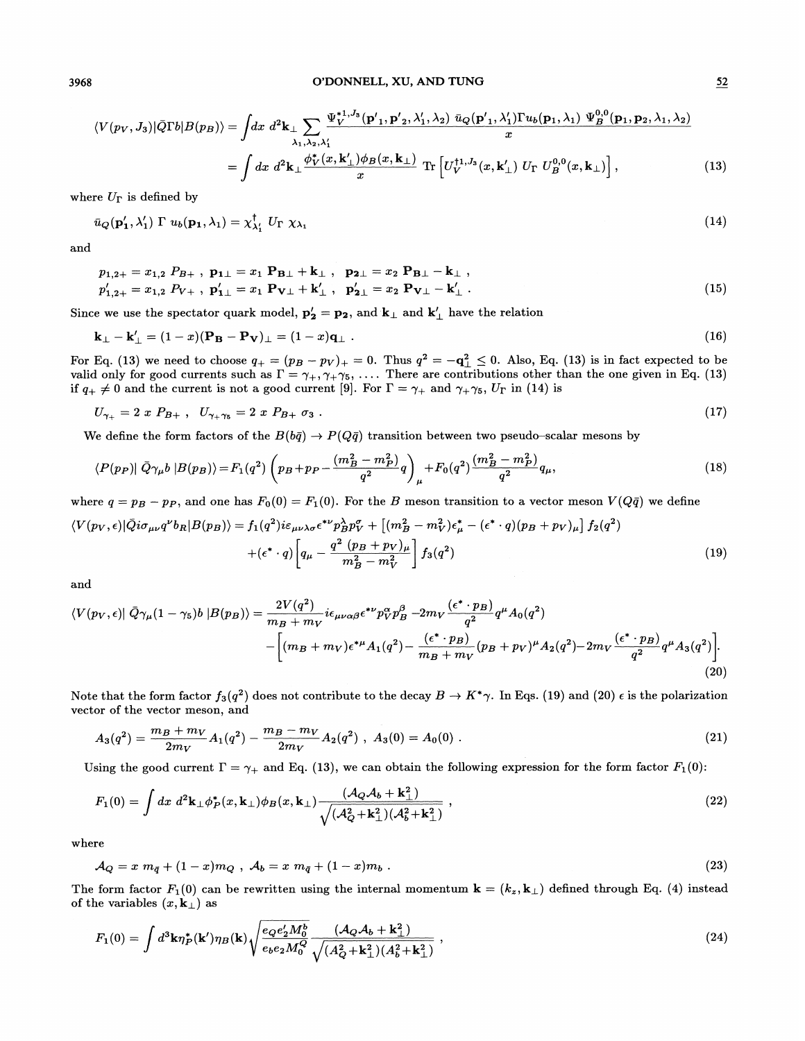$$\langle V(p_V, J_3)|\bar{Q}\Gamma b|B(p_B)\rangle = \int dx\, d^2\mathbf{k}_\perp \sum_{\lambda_1,\lambda_2,\lambda_1'} \frac{\Psi_V^{*1,J_3}(\mathbf{p'}_1,\mathbf{p'}_2,\lambda_1',\lambda_2)\ \bar{u}_Q(\mathbf{p'}_1,\lambda_1')\Gamma u_b(\mathbf{p}_1,\lambda_1)\ \Psi_B^{0,0}(\mathbf{p}_1,\mathbf{p}_2,\lambda_1,\lambda_2)}{x}$$

$$= \int dx\, d^2\mathbf{k}_\perp \frac{\phi_V^*(x,\mathbf{k}'_\perp)\phi_B(x,\mathbf{k}_\perp)}{x}\ \mathrm{Tr}\left[U_V^{\dagger 1,J_3}(x,\mathbf{k}'_\perp)\ U_\Gamma\ U_B^{0,0}(x,\mathbf{k}_\perp)\right], \tag{13}$$

where $U_\Gamma$ is defined by

$$\bar{u}_Q(\mathbf{p}'_1,\lambda_1')\ \Gamma\ u_b(\mathbf{p}_1,\lambda_1) = \chi^\dagger_{\lambda_1'}\ U_\Gamma\ \chi_{\lambda_1} \tag{14}$$

and

$$p_{1,2+} = x_{1,2}\ P_{B+}\ ,\ \ \mathbf{p}_{1\perp} = x_1\ \mathbf{P}_{\mathbf{B}\perp} + \mathbf{k}_\perp\ ,\ \ \mathbf{p}_{2\perp} = x_2\ \mathbf{P}_{\mathbf{B}\perp} - \mathbf{k}_\perp\ ,$$
$$p'_{1,2+} = x_{1,2}\ P_{V+}\ ,\ \ \mathbf{p}'_{1\perp} = x_1\ \mathbf{P}_{\mathbf{V}\perp} + \mathbf{k}'_\perp\ ,\ \ \mathbf{p}'_{2\perp} = x_2\ \mathbf{P}_{\mathbf{V}\perp} - \mathbf{k}'_\perp\ . \tag{15}$$

Since we use the spectator quark model, $\mathbf{p}'_2 = \mathbf{p}_2$, and $\mathbf{k}_\perp$ and $\mathbf{k}'_\perp$ have the relation

$$\mathbf{k}_\perp - \mathbf{k}'_\perp = (1-x)(\mathbf{P_B} - \mathbf{P_V})_\perp = (1-x)\mathbf{q}_\perp\ . \tag{16}$$

For Eq. (13) we need to choose $q_+ = (p_B - p_V)_+ = 0$. Thus $q^2 = -\mathbf{q}_\perp^2 \le 0$. Also, Eq. (13) is in fact expected to be valid only for good currents such as $\Gamma = \gamma_+, \gamma_+\gamma_5, \ldots$. There are contributions other than the one given in Eq. (13) if $q_+ \neq 0$ and the current is not a good current [9]. For $\Gamma = \gamma_+$ and $\gamma_+\gamma_5$, $U_\Gamma$ in (14) is

$$U_{\gamma_+} = 2\ x\ P_{B+}\ ,\ \ U_{\gamma_+\gamma_5} = 2\ x\ P_{B+}\ \sigma_3\ . \tag{17}$$

We define the form factors of the $B(b\bar{q}) \to P(Q\bar{q})$ transition between two pseudo-scalar mesons by

$$\langle P(p_P)|\ \bar{Q}\gamma_\mu b\ |B(p_B)\rangle = F_1(q^2)\left(p_B + p_P - \frac{(m_B^2 - m_P^2)}{q^2}q\right)_\mu + F_0(q^2)\frac{(m_B^2 - m_P^2)}{q^2}q_\mu, \tag{18}$$

where $q = p_B - p_P$, and one has $F_0(0) = F_1(0)$. For the $B$ meson transition to a vector meson $V(Q\bar{q})$ we define

$$\langle V(p_V,\epsilon)|\bar{Q}i\sigma_{\mu\nu}q^\nu b_R|B(p_B)\rangle = f_1(q^2)i\varepsilon_{\mu\nu\lambda\sigma}\epsilon^{*\nu}p_B^\lambda p_V^\sigma + \left[(m_B^2 - m_V^2)\epsilon^*_\mu - (\epsilon^*\cdot q)(p_B + p_V)_\mu\right]f_2(q^2)$$
$$+ (\epsilon^*\cdot q)\left[q_\mu - \frac{q^2\ (p_B + p_V)_\mu}{m_B^2 - m_V^2}\right]f_3(q^2) \tag{19}$$

and

$$\langle V(p_V,\epsilon)|\ \bar{Q}\gamma_\mu(1-\gamma_5)b\ |B(p_B)\rangle = \frac{2V(q^2)}{m_B + m_V}i\varepsilon_{\mu\nu\alpha\beta}\epsilon^{*\nu}p_V^\alpha p_B^\beta - 2m_V\frac{(\epsilon^*\cdot p_B)}{q^2}q^\mu A_0(q^2)$$
$$- \left[(m_B + m_V)\epsilon^{*\mu}A_1(q^2) - \frac{(\epsilon^*\cdot p_B)}{m_B + m_V}(p_B + p_V)^\mu A_2(q^2) - 2m_V\frac{(\epsilon^*\cdot p_B)}{q^2}q^\mu A_3(q^2)\right]. \tag{20}$$

Note that the form factor $f_3(q^2)$ does not contribute to the decay $B \to K^*\gamma$. In Eqs. (19) and (20) $\epsilon$ is the polarization vector of the vector meson, and

$$A_3(q^2) = \frac{m_B + m_V}{2m_V}A_1(q^2) - \frac{m_B - m_V}{2m_V}A_2(q^2)\ ,\ \ A_3(0) = A_0(0)\ . \tag{21}$$

Using the good current $\Gamma = \gamma_+$ and Eq. (13), we can obtain the following expression for the form factor $F_1(0)$:

$$F_1(0) = \int dx\ d^2\mathbf{k}_\perp\phi_P^*(x,\mathbf{k}_\perp)\phi_B(x,\mathbf{k}_\perp)\frac{(\mathcal{A}_Q\mathcal{A}_b + \mathbf{k}_\perp^2)}{\sqrt{(\mathcal{A}_Q^2 + \mathbf{k}_\perp^2)(\mathcal{A}_b^2 + \mathbf{k}_\perp^2)}}\ , \tag{22}$$

where

$$\mathcal{A}_Q = x\ m_{\bar{q}} + (1-x)m_Q\ ,\ \ \mathcal{A}_b = x\ m_{\bar{q}} + (1-x)m_b\ . \tag{23}$$

The form factor $F_1(0)$ can be rewritten using the internal momentum $\mathbf{k} = (k_z, \mathbf{k}_\perp)$ defined through Eq. (4) instead of the variables $(x, \mathbf{k}_\perp)$ as

$$F_1(0) = \int d^3\mathbf{k}\eta_P^*(\mathbf{k}')\eta_B(\mathbf{k})\sqrt{\frac{e_Q e'_2 M_0^b}{e_b e_2 M_0^Q}}\frac{(\mathcal{A}_Q\mathcal{A}_b + \mathbf{k}_\perp^2)}{\sqrt{(\mathcal{A}_Q^2 + \mathbf{k}_\perp^2)(\mathcal{A}_b^2 + \mathbf{k}_\perp^2)}}\ , \tag{24}$$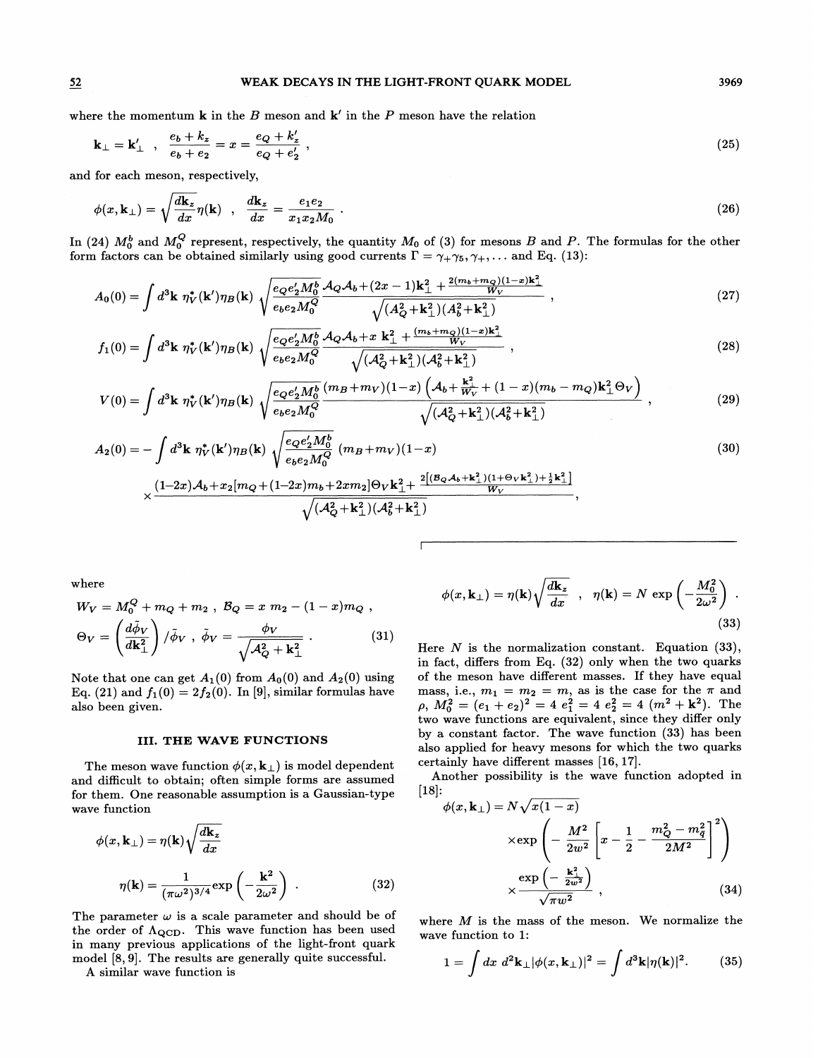where the momentum $\mathbf{k}$ in the $B$ meson and $\mathbf{k}'$ in the $P$ meson have the relation

$$
\mathbf{k}_\perp = \mathbf{k}'_\perp \ , \quad \frac{e_b + k_z}{e_b + e_2} = x = \frac{e_Q + k'_z}{e_Q + e'_2} \ , \tag{25}
$$

and for each meson, respectively,

$$
\phi(x, \mathbf{k}_\perp) = \sqrt{\frac{d\mathbf{k}_z}{dx}}\eta(\mathbf{k}) \ , \quad \frac{d\mathbf{k}_z}{dx} = \frac{e_1 e_2}{x_1 x_2 M_0} \ . \tag{26}
$$

In (24) $M_0^b$ and $M_0^Q$ represent, respectively, the quantity $M_0$ of (3) for mesons $B$ and $P$. The formulas for the other form factors can be obtained similarly using good currents $\Gamma = \gamma_+\gamma_5, \gamma_+, \ldots$ and Eq. (13):

$$
A_0(0) = \int d^3\mathbf{k}\ \eta_V^*(\mathbf{k}')\eta_B(\mathbf{k}) \sqrt{\frac{e_Q e'_2 M_0^b}{e_b e_2 M_0^Q}} \frac{\mathcal{A}_Q\mathcal{A}_b + (2x-1)\mathbf{k}_\perp^2 + \frac{2(m_b+m_Q)(1-x)\mathbf{k}_\perp^2}{W_V}}{\sqrt{(\mathcal{A}_Q^2+\mathbf{k}_\perp^2)(\mathcal{A}_b^2+\mathbf{k}_\perp^2)}} \ , \tag{27}
$$

$$
f_1(0) = \int d^3\mathbf{k}\ \eta_V^*(\mathbf{k}')\eta_B(\mathbf{k}) \sqrt{\frac{e_Q e'_2 M_0^b}{e_b e_2 M_0^Q}} \frac{\mathcal{A}_Q\mathcal{A}_b + x\ \mathbf{k}_\perp^2 + \frac{(m_b+m_Q)(1-x)\mathbf{k}_\perp^2}{W_V}}{\sqrt{(\mathcal{A}_Q^2+\mathbf{k}_\perp^2)(\mathcal{A}_b^2+\mathbf{k}_\perp^2)}} \ , \tag{28}
$$

$$
V(0) = \int d^3\mathbf{k}\ \eta_V^*(\mathbf{k}')\eta_B(\mathbf{k}) \sqrt{\frac{e_Q e'_2 M_0^b}{e_b e_2 M_0^Q}} \frac{(m_B+m_V)(1-x)\left(\mathcal{A}_b + \frac{\mathbf{k}_\perp^2}{W_V} + (1-x)(m_b - m_Q)\mathbf{k}_\perp^2\Theta_V\right)}{\sqrt{(\mathcal{A}_Q^2+\mathbf{k}_\perp^2)(\mathcal{A}_b^2+\mathbf{k}_\perp^2)}} \ , \tag{29}
$$

$$
\begin{aligned}
A_2(0) = &- \int d^3\mathbf{k}\ \eta_V^*(\mathbf{k}')\eta_B(\mathbf{k}) \sqrt{\frac{e_Q e'_2 M_0^b}{e_b e_2 M_0^Q}}\ (m_B+m_V)(1-x) \\
&\times \frac{(1-2x)\mathcal{A}_b + x_2[m_Q + (1-2x)m_b + 2xm_2]\Theta_V\mathbf{k}_\perp^2 + \frac{2[(\mathcal{B}_Q\mathcal{A}_b+\mathbf{k}_\perp^2)(1+\Theta_V\mathbf{k}_\perp^2)+\frac{1}{2}\mathbf{k}_\perp^2]}{W_V}}{\sqrt{(\mathcal{A}_Q^2+\mathbf{k}_\perp^2)(\mathcal{A}_b^2+\mathbf{k}_\perp^2)}} \ ,
\end{aligned} \tag{30}
$$

where

$$
W_V = M_0^Q + m_Q + m_2 \ , \quad \mathcal{B}_Q = x\ m_2 - (1-x)m_Q \ ,
$$

$$
\Theta_V = \left(\frac{d\tilde{\phi}_V}{d\mathbf{k}_\perp^2}\right)/\tilde{\phi}_V \ , \quad \tilde{\phi}_V = \frac{\phi_V}{\sqrt{\mathcal{A}_Q^2 + \mathbf{k}_\perp^2}} \ . \tag{31}
$$

Note that one can get $A_1(0)$ from $A_0(0)$ and $A_2(0)$ using Eq. (21) and $f_1(0) = 2f_2(0)$. In [9], similar formulas have also been given.

## III. THE WAVE FUNCTIONS

The meson wave function $\phi(x, \mathbf{k}_\perp)$ is model dependent and difficult to obtain; often simple forms are assumed for them. One reasonable assumption is a Gaussian-type wave function

$$
\phi(x, \mathbf{k}_\perp) = \eta(\mathbf{k})\sqrt{\frac{d\mathbf{k}_z}{dx}}
$$

$$
\eta(\mathbf{k}) = \frac{1}{(\pi\omega^2)^{3/4}}\exp\left(-\frac{\mathbf{k}^2}{2\omega^2}\right) \ . \tag{32}
$$

The parameter $\omega$ is a scale parameter and should be of the order of $\Lambda_{\rm QCD}$. This wave function has been used in many previous applications of the light-front quark model [8, 9]. The results are generally quite successful.

A similar wave function is

$$
\phi(x, \mathbf{k}_\perp) = \eta(\mathbf{k})\sqrt{\frac{d\mathbf{k}_z}{dx}} \ , \quad \eta(\mathbf{k}) = N\ \exp\left(-\frac{M_0^2}{2\omega^2}\right) \ . \tag{33}
$$

Here $N$ is the normalization constant. Equation (33), in fact, differs from Eq. (32) only when the two quarks of the meson have different masses. If they have equal mass, i.e., $m_1 = m_2 = m$, as is the case for the $\pi$ and $\rho$, $M_0^2 = (e_1 + e_2)^2 = 4\ e_1^2 = 4\ e_2^2 = 4\ (m^2 + \mathbf{k}^2)$. The two wave functions are equivalent, since they differ only by a constant factor. The wave function (33) has been also applied for heavy mesons for which the two quarks certainly have different masses [16, 17].

Another possibility is the wave function adopted in [18]:

$$
\begin{aligned}
\phi(x, \mathbf{k}_\perp) = &\ N\sqrt{x(1-x)} \\
&\times \exp\left(-\frac{M^2}{2w^2}\left[x - \frac{1}{2} - \frac{m_Q^2 - m_{\bar{q}}^2}{2M^2}\right]^2\right) \\
&\times \frac{\exp\left(-\frac{\mathbf{k}_\perp^2}{2w^2}\right)}{\sqrt{\pi w^2}} \ ,
\end{aligned} \tag{34}
$$

where $M$ is the mass of the meson. We normalize the wave function to 1:

$$
1 = \int dx\ d^2\mathbf{k}_\perp|\phi(x, \mathbf{k}_\perp)|^2 = \int d^3\mathbf{k}|\eta(\mathbf{k})|^2. \tag{35}
$$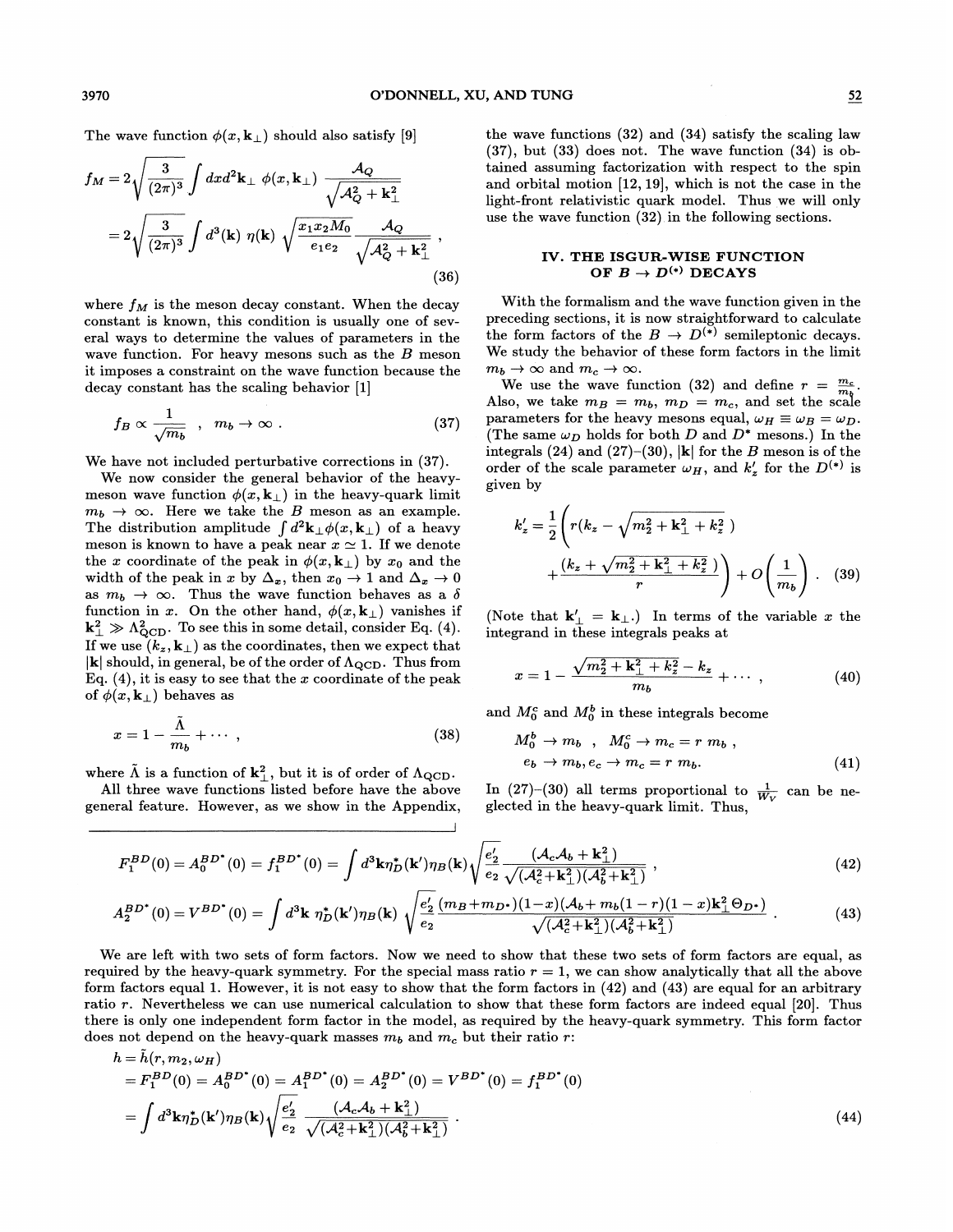The wave function $\phi(x, \mathbf{k}_\perp)$ should also satisfy [9]

$$
\begin{aligned}
f_M &= 2\sqrt{\frac{3}{(2\pi)^3}} \int dx d^2\mathbf{k}_\perp \; \phi(x, \mathbf{k}_\perp) \; \frac{\mathcal{A}_Q}{\sqrt{\mathcal{A}_Q^2 + \mathbf{k}_\perp^2}} \\
&= 2\sqrt{\frac{3}{(2\pi)^3}} \int d^3(\mathbf{k}) \; \eta(\mathbf{k}) \; \sqrt{\frac{x_1 x_2 M_0}{e_1 e_2}} \; \frac{\mathcal{A}_Q}{\sqrt{\mathcal{A}_Q^2 + \mathbf{k}_\perp^2}} \; ,
\end{aligned}
\tag{36}
$$

where $f_M$ is the meson decay constant. When the decay constant is known, this condition is usually one of several ways to determine the values of parameters in the wave function. For heavy mesons such as the $B$ meson it imposes a constraint on the wave function because the decay constant has the scaling behavior [1]

$$
f_B \propto \frac{1}{\sqrt{m_b}} \quad , \quad m_b \to \infty \; . \tag{37}
$$

We have not included perturbative corrections in (37).

We now consider the general behavior of the heavy-meson wave function $\phi(x, \mathbf{k}_\perp)$ in the heavy-quark limit $m_b \to \infty$. Here we take the $B$ meson as an example. The distribution amplitude $\int d^2\mathbf{k}_\perp \phi(x, \mathbf{k}_\perp)$ of a heavy meson is known to have a peak near $x \simeq 1$. If we denote the $x$ coordinate of the peak in $\phi(x, \mathbf{k}_\perp)$ by $x_0$ and the width of the peak in $x$ by $\Delta_x$, then $x_0 \to 1$ and $\Delta_x \to 0$ as $m_b \to \infty$. Thus the wave function behaves as a $\delta$ function in $x$. On the other hand, $\phi(x, \mathbf{k}_\perp)$ vanishes if $\mathbf{k}_\perp^2 \gg \Lambda_{\rm QCD}^2$. To see this in some detail, consider Eq. (4). If we use $(k_z, \mathbf{k}_\perp)$ as the coordinates, then we expect that $|\mathbf{k}|$ should, in general, be of the order of $\Lambda_{\rm QCD}$. Thus from Eq. (4), it is easy to see that the $x$ coordinate of the peak of $\phi(x, \mathbf{k}_\perp)$ behaves as

$$
x = 1 - \frac{\tilde{\Lambda}}{m_b} + \cdots \; , \tag{38}
$$

where $\tilde{\Lambda}$ is a function of $\mathbf{k}_\perp^2$, but it is of order of $\Lambda_{\rm QCD}$.

All three wave functions listed before have the above general feature. However, as we show in the Appendix, the wave functions (32) and (34) satisfy the scaling law (37), but (33) does not. The wave function (34) is obtained assuming factorization with respect to the spin and orbital motion [12, 19], which is not the case in the light-front relativistic quark model. Thus we will only use the wave function (32) in the following sections.

## IV. THE ISGUR-WISE FUNCTION OF $B \to D^{(*)}$ DECAYS

With the formalism and the wave function given in the preceding sections, it is now straightforward to calculate the form factors of the $B \to D^{(*)}$ semileptonic decays. We study the behavior of these form factors in the limit $m_b \to \infty$ and $m_c \to \infty$.

We use the wave function (32) and define $r = \frac{m_c}{m_b}$. Also, we take $m_B = m_b$, $m_D = m_c$, and set the scale parameters for the heavy mesons equal, $\omega_H \equiv \omega_B = \omega_D$. (The same $\omega_D$ holds for both $D$ and $D^*$ mesons.) In the integrals (24) and (27)–(30), $|\mathbf{k}|$ for the $B$ meson is of the order of the scale parameter $\omega_H$, and $k_z'$ for the $D^{(*)}$ is given by

$$
k_z' = \frac{1}{2}\left( r(k_z - \sqrt{m_2^2 + \mathbf{k}_\perp^2 + k_z^2}\,) + \frac{(k_z + \sqrt{m_2^2 + \mathbf{k}_\perp^2 + k_z^2}\,)}{r} \right) + O\left(\frac{1}{m_b}\right) . \tag{39}
$$

(Note that $\mathbf{k}_\perp' = \mathbf{k}_\perp$.) In terms of the variable $x$ the integrand in these integrals peaks at

$$
x = 1 - \frac{\sqrt{m_2^2 + \mathbf{k}_\perp^2 + k_z^2} - k_z}{m_b} + \cdots \; , \tag{40}
$$

and $M_0^c$ and $M_0^b$ in these integrals become

$$
\begin{aligned}
&M_0^b \to m_b \;\; , \;\; M_0^c \to m_c = r\, m_b \; , \\
&e_b \to m_b, e_c \to m_c = r\, m_b.
\end{aligned}
\tag{41}
$$

In (27)–(30) all terms proportional to $\frac{1}{W_V}$ can be neglected in the heavy-quark limit. Thus,

$$
F_1^{BD}(0) = A_0^{BD^*}(0) = f_1^{BD^*}(0) = \int d^3\mathbf{k} \eta_D^*(\mathbf{k}') \eta_B(\mathbf{k}) \sqrt{\frac{e_2'}{e_2}} \frac{(\mathcal{A}_c \mathcal{A}_b + \mathbf{k}_\perp^2)}{\sqrt{(\mathcal{A}_c^2 + \mathbf{k}_\perp^2)(\mathcal{A}_b^2 + \mathbf{k}_\perp^2)}} \; , \tag{42}
$$

$$
A_2^{BD^*}(0) = V^{BD^*}(0) = \int d^3\mathbf{k} \; \eta_D^*(\mathbf{k}') \eta_B(\mathbf{k}) \; \sqrt{\frac{e_2'}{e_2}} \frac{(m_B + m_{D^*})(1-x)(\mathcal{A}_b + m_b(1-r)(1-x)\mathbf{k}_\perp^2 \Theta_{D^*})}{\sqrt{(\mathcal{A}_c^2 + \mathbf{k}_\perp^2)(\mathcal{A}_b^2 + \mathbf{k}_\perp^2)}} \; . \tag{43}
$$

We are left with two sets of form factors. Now we need to show that these two sets of form factors are equal, as required by the heavy-quark symmetry. For the special mass ratio $r = 1$, we can show analytically that all the above form factors equal 1. However, it is not easy to show that the form factors in (42) and (43) are equal for an arbitrary ratio $r$. Nevertheless we can use numerical calculation to show that these form factors are indeed equal [20]. Thus there is only one independent form factor in the model, as required by the heavy-quark symmetry. This form factor does not depend on the heavy-quark masses $m_b$ and $m_c$ but their ratio $r$:

$$
\begin{aligned}
h &= \tilde{h}(r, m_2, \omega_H) \\
&= F_1^{BD}(0) = A_0^{BD^*}(0) = A_1^{BD^*}(0) = A_2^{BD^*}(0) = V^{BD^*}(0) = f_1^{BD^*}(0) \\
&= \int d^3\mathbf{k} \eta_D^*(\mathbf{k}') \eta_B(\mathbf{k}) \sqrt{\frac{e_2'}{e_2}} \frac{(\mathcal{A}_c \mathcal{A}_b + \mathbf{k}_\perp^2)}{\sqrt{(\mathcal{A}_c^2 + \mathbf{k}_\perp^2)(\mathcal{A}_b^2 + \mathbf{k}_\perp^2)}} \; .
\end{aligned}
\tag{44}
$$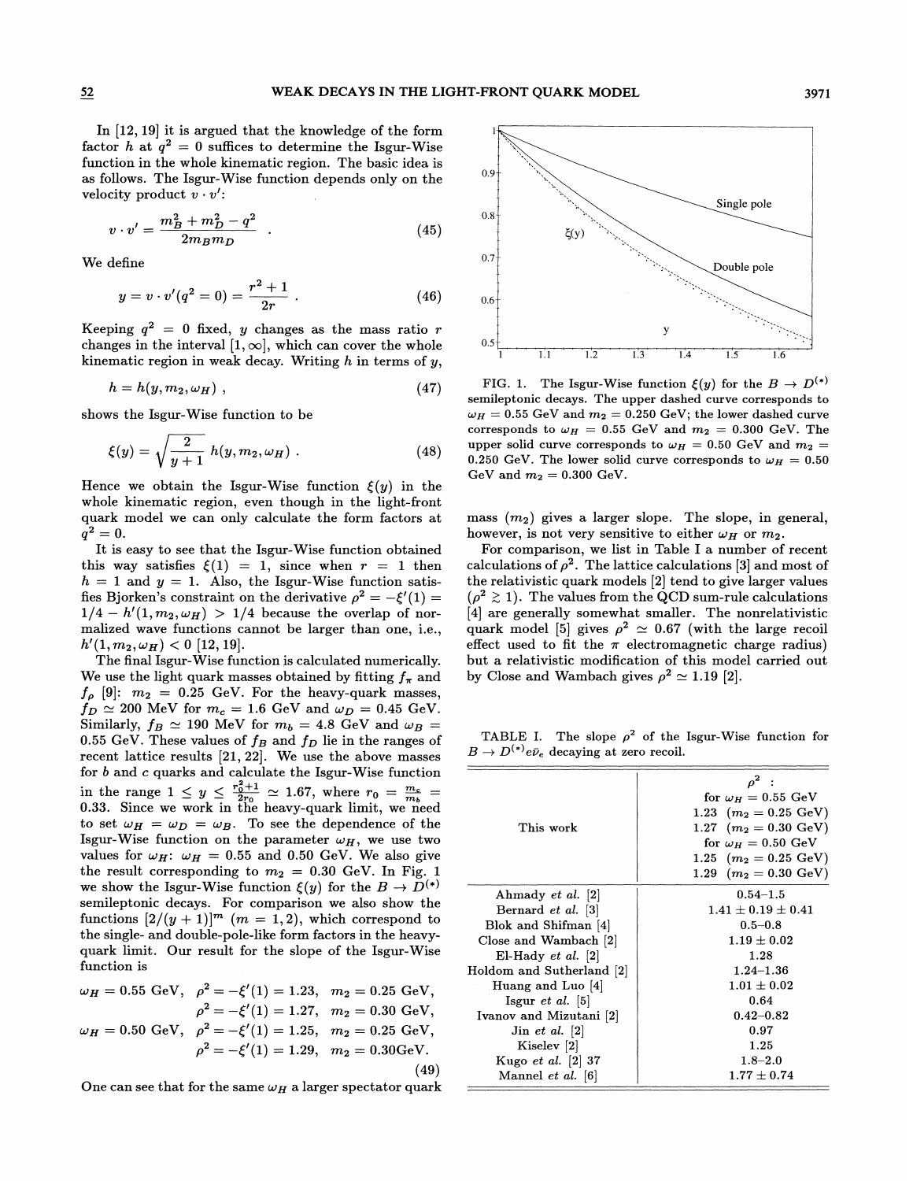In [12, 19] it is argued that the knowledge of the form factor $h$ at $q^2 = 0$ suffices to determine the Isgur-Wise function in the whole kinematic region. The basic idea is as follows. The Isgur-Wise function depends only on the velocity product $v \cdot v'$:

$$v \cdot v' = \frac{m_B^2 + m_D^2 - q^2}{2m_B m_D} \ . \tag{45}$$

We define

$$y = v \cdot v'(q^2 = 0) = \frac{r^2 + 1}{2r} \ . \tag{46}$$

Keeping $q^2 = 0$ fixed, $y$ changes as the mass ratio $r$ changes in the interval $[1, \infty]$, which can cover the whole kinematic region in weak decay. Writing $h$ in terms of $y$,

$$h = h(y, m_2, \omega_H) \ , \tag{47}$$

shows the Isgur-Wise function to be

$$\xi(y) = \sqrt{\frac{2}{y+1}}\, h(y, m_2, \omega_H) \ . \tag{48}$$

Hence we obtain the Isgur-Wise function $\xi(y)$ in the whole kinematic region, even though in the light-front quark model we can only calculate the form factors at $q^2 = 0$.

It is easy to see that the Isgur-Wise function obtained this way satisfies $\xi(1) = 1$, since when $r = 1$ then $h = 1$ and $y = 1$. Also, the Isgur-Wise function satisfies Bjorken's constraint on the derivative $\rho^2 = -\xi'(1) = 1/4 - h'(1, m_2, \omega_H) > 1/4$ because the overlap of normalized wave functions cannot be larger than one, i.e., $h'(1, m_2, \omega_H) < 0$ [12, 19].

The final Isgur-Wise function is calculated numerically. We use the light quark masses obtained by fitting $f_\pi$ and $f_\rho$ [9]: $m_2 = 0.25$ GeV. For the heavy-quark masses, $f_D \simeq 200$ MeV for $m_c = 1.6$ GeV and $\omega_D = 0.45$ GeV. Similarly, $f_B \simeq 190$ MeV for $m_b = 4.8$ GeV and $\omega_B = 0.55$ GeV. These values of $f_B$ and $f_D$ lie in the ranges of recent lattice results [21, 22]. We use the above masses for $b$ and $c$ quarks and calculate the Isgur-Wise function in the range $1 \le y \le \frac{r_0^2+1}{2r_0} \simeq 1.67$, where $r_0 = \frac{m_c}{m_b} = 0.33$. Since we work in the heavy-quark limit, we need to set $\omega_H = \omega_D = \omega_B$. To see the dependence of the Isgur-Wise function on the parameter $\omega_H$, we use two values for $\omega_H$: $\omega_H = 0.55$ and 0.50 GeV. We also give the result corresponding to $m_2 = 0.30$ GeV. In Fig. 1 we show the Isgur-Wise function $\xi(y)$ for the $B \to D^{(*)}$ semileptonic decays. For comparison we also show the functions $[2/(y+1)]^m$ $(m = 1, 2)$, which correspond to the single- and double-pole-like form factors in the heavy-quark limit. Our result for the slope of the Isgur-Wise function is

$$\begin{aligned}
\omega_H = 0.55 \text{ GeV}, \quad & \rho^2 = -\xi'(1) = 1.23, \quad m_2 = 0.25 \text{ GeV}, \\
& \rho^2 = -\xi'(1) = 1.27, \quad m_2 = 0.30 \text{ GeV}, \\
\omega_H = 0.50 \text{ GeV}, \quad & \rho^2 = -\xi'(1) = 1.25, \quad m_2 = 0.25 \text{ GeV}, \\
& \rho^2 = -\xi'(1) = 1.29, \quad m_2 = 0.30\text{GeV}.
\end{aligned} \tag{49}$$

One can see that for the same $\omega_H$ a larger spectator quark mass ($m_2$) gives a larger slope. The slope, in general, however, is not very sensitive to either $\omega_H$ or $m_2$.

FIG. 1. The Isgur-Wise function $\xi(y)$ for the $B \to D^{(*)}$ semileptonic decays. The upper dashed curve corresponds to $\omega_H = 0.55$ GeV and $m_2 = 0.250$ GeV; the lower dashed curve corresponds to $\omega_H = 0.55$ GeV and $m_2 = 0.300$ GeV. The upper solid curve corresponds to $\omega_H = 0.50$ GeV and $m_2 = 0.250$ GeV. The lower solid curve corresponds to $\omega_H = 0.50$ GeV and $m_2 = 0.300$ GeV.

For comparison, we list in Table I a number of recent calculations of $\rho^2$. The lattice calculations [3] and most of the relativistic quark models [2] tend to give larger values ($\rho^2 \gtrsim 1$). The values from the QCD sum-rule calculations [4] are generally somewhat smaller. The nonrelativistic quark model [5] gives $\rho^2 \simeq 0.67$ (with the large recoil effect used to fit the $\pi$ electromagnetic charge radius) but a relativistic modification of this model carried out by Close and Wambach gives $\rho^2 \simeq 1.19$ [2].

TABLE I. The slope $\rho^2$ of the Isgur-Wise function for $B \to D^{(*)} e \bar{\nu}_e$ decaying at zero recoil.

| | $\rho^2$ : |
|---|---|
| This work | for $\omega_H = 0.55$ GeV |
| | 1.23 ($m_2 = 0.25$ GeV) |
| | 1.27 ($m_2 = 0.30$ GeV) |
| | for $\omega_H = 0.50$ GeV |
| | 1.25 ($m_2 = 0.25$ GeV) |
| | 1.29 ($m_2 = 0.30$ GeV) |
| Ahmady *et al.* [2] | 0.54–1.5 |
| Bernard *et al.* [3] | $1.41 \pm 0.19 \pm 0.41$ |
| Blok and Shifman [4] | 0.5–0.8 |
| Close and Wambach [2] | $1.19 \pm 0.02$ |
| El-Hady *et al.* [2] | 1.28 |
| Holdom and Sutherland [2] | 1.24–1.36 |
| Huang and Luo [4] | $1.01 \pm 0.02$ |
| Isgur *et al.* [5] | 0.64 |
| Ivanov and Mizutani [2] | 0.42–0.82 |
| Jin *et al.* [2] | 0.97 |
| Kiselev [2] | 1.25 |
| Kugo *et al.* [2] 37 | 1.8–2.0 |
| Mannel *et al.* [6] | $1.77 \pm 0.74$ |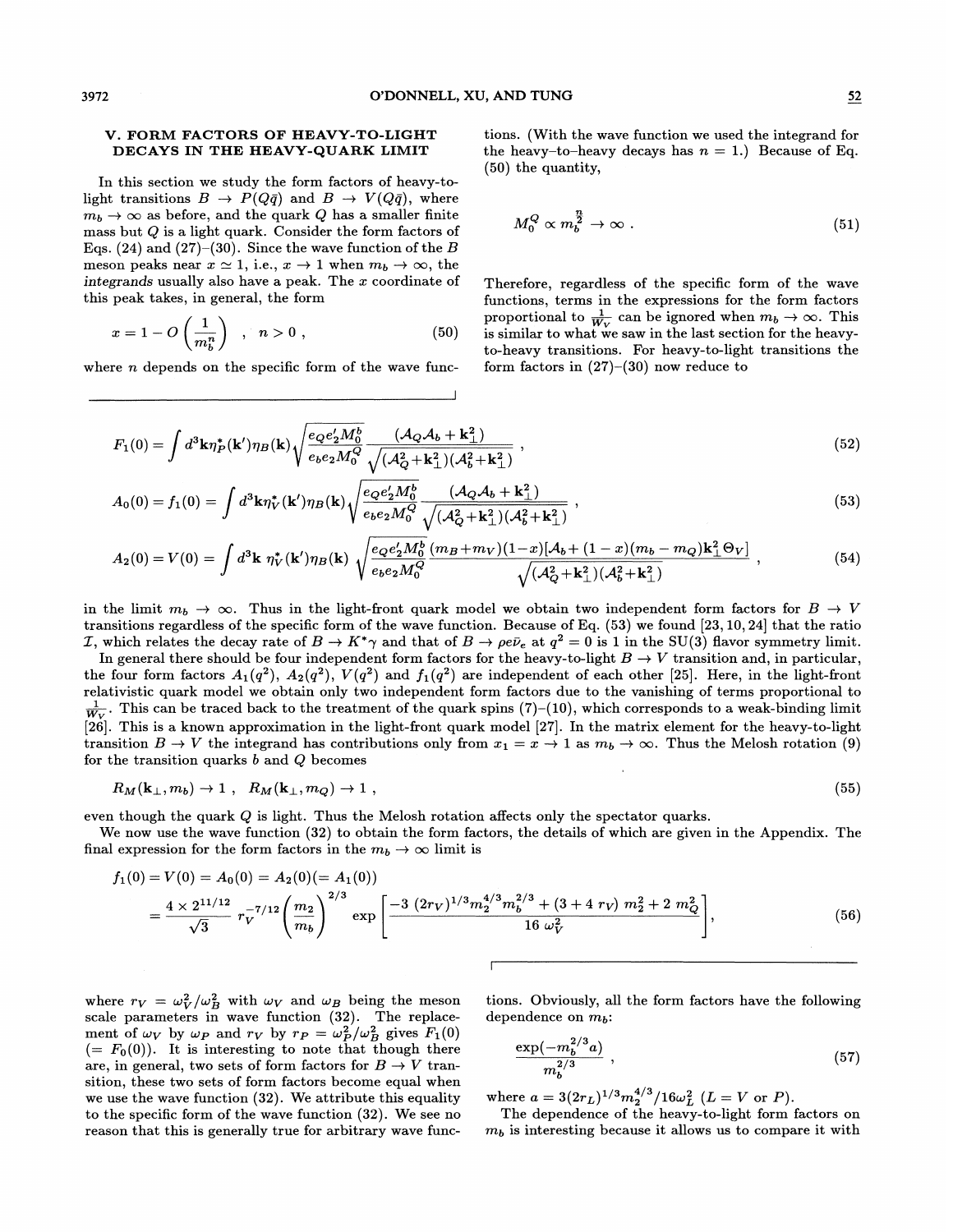## V. FORM FACTORS OF HEAVY-TO-LIGHT DECAYS IN THE HEAVY-QUARK LIMIT

In this section we study the form factors of heavy-to-light transitions $B \to P(Q\bar{q})$ and $B \to V(Q\bar{q})$, where $m_b \to \infty$ as before, and the quark $Q$ has a smaller finite mass but $Q$ is a light quark. Consider the form factors of Eqs. (24) and (27)–(30). Since the wave function of the $B$ meson peaks near $x \simeq 1$, i.e., $x \to 1$ when $m_b \to \infty$, the *integrands* usually also have a peak. The $x$ coordinate of this peak takes, in general, the form

$$x = 1 - O\left(\frac{1}{m_b^n}\right) \quad , \quad n > 0 , \tag{50}$$

where $n$ depends on the specific form of the wave functions. (With the wave function we used the integrand for the heavy-to-heavy decays has $n = 1$.) Because of Eq. (50) the quantity,

$$M_0^Q \propto m_b^{\frac{n}{2}} \to \infty . \tag{51}$$

Therefore, regardless of the specific form of the wave functions, terms in the expressions for the form factors proportional to $\frac{1}{W_V}$ can be ignored when $m_b \to \infty$. This is similar to what we saw in the last section for the heavy-to-heavy transitions. For heavy-to-light transitions the form factors in (27)–(30) now reduce to

$$F_1(0) = \int d^3\mathbf{k}\eta_P^*(\mathbf{k}')\eta_B(\mathbf{k})\sqrt{\frac{e_Q e_2' M_0^b}{e_b e_2 M_0^Q}} \frac{(\mathcal{A}_Q \mathcal{A}_b + \mathbf{k}_\perp^2)}{\sqrt{(\mathcal{A}_Q^2 + \mathbf{k}_\perp^2)(\mathcal{A}_b^2 + \mathbf{k}_\perp^2)}} , \tag{52}$$

$$A_0(0) = f_1(0) = \int d^3\mathbf{k}\eta_V^*(\mathbf{k}')\eta_B(\mathbf{k})\sqrt{\frac{e_Q e_2' M_0^b}{e_b e_2 M_0^Q}} \frac{(\mathcal{A}_Q \mathcal{A}_b + \mathbf{k}_\perp^2)}{\sqrt{(\mathcal{A}_Q^2 + \mathbf{k}_\perp^2)(\mathcal{A}_b^2 + \mathbf{k}_\perp^2)}} , \tag{53}$$

$$A_2(0) = V(0) = \int d^3\mathbf{k}\ \eta_V^*(\mathbf{k}')\eta_B(\mathbf{k})\ \sqrt{\frac{e_Q e_2' M_0^b}{e_b e_2 M_0^Q}} \frac{(m_B + m_V)(1-x)[\mathcal{A}_b + (1-x)(m_b - m_Q)\mathbf{k}_\perp^2 \Theta_V]}{\sqrt{(\mathcal{A}_Q^2 + \mathbf{k}_\perp^2)(\mathcal{A}_b^2 + \mathbf{k}_\perp^2)}} , \tag{54}$$

in the limit $m_b \to \infty$. Thus in the light-front quark model we obtain two independent form factors for $B \to V$ transitions regardless of the specific form of the wave function. Because of Eq. (53) we found [23, 10, 24] that the ratio $\mathcal{I}$, which relates the decay rate of $B \to K^*\gamma$ and that of $B \to \rho e \bar{\nu}_e$ at $q^2 = 0$ is 1 in the SU(3) flavor symmetry limit.

In general there should be four independent form factors for the heavy-to-light $B \to V$ transition and, in particular, the four form factors $A_1(q^2)$, $A_2(q^2)$, $V(q^2)$ and $f_1(q^2)$ are independent of each other [25]. Here, in the light-front relativistic quark model we obtain only two independent form factors due to the vanishing of terms proportional to $\frac{1}{W_V}$. This can be traced back to the treatment of the quark spins (7)–(10), which corresponds to a weak-binding limit [26]. This is a known approximation in the light-front quark model [27]. In the matrix element for the heavy-to-light transition $B \to V$ the integrand has contributions only from $x_1 = x \to 1$ as $m_b \to \infty$. Thus the Melosh rotation (9) for the transition quarks $b$ and $Q$ becomes

$$R_M(\mathbf{k}_\perp, m_b) \to 1 \ , \ \ R_M(\mathbf{k}_\perp, m_Q) \to 1 , \tag{55}$$

even though the quark $Q$ is light. Thus the Melosh rotation affects only the spectator quarks.

We now use the wave function (32) to obtain the form factors, the details of which are given in the Appendix. The final expression for the form factors in the $m_b \to \infty$ limit is

$$\begin{aligned} f_1(0) = V(0) = A_0(0) = A_2(0)(= A_1(0)) \\ = \frac{4 \times 2^{11/12}}{\sqrt{3}}\ r_V^{-7/12} \left(\frac{m_2}{m_b}\right)^{2/3} \exp\left[\frac{-3\ (2r_V)^{1/3} m_2^{4/3} m_b^{2/3} + (3 + 4\ r_V)\ m_2^2 + 2\ m_Q^2}{16\ \omega_V^2}\right], \end{aligned} \tag{56}$$

where $r_V = \omega_V^2/\omega_B^2$ with $\omega_V$ and $\omega_B$ being the meson scale parameters in wave function (32). The replacement of $\omega_V$ by $\omega_P$ and $r_V$ by $r_P = \omega_P^2/\omega_B^2$ gives $F_1(0)$ ($= F_0(0)$). It is interesting to note that though there are, in general, two sets of form factors for $B \to V$ transition, these two sets of form factors become equal when we use the wave function (32). We attribute this equality to the specific form of the wave function (32). We see no reason that this is generally true for arbitrary wave functions. Obviously, all the form factors have the following dependence on $m_b$:

$$\frac{\exp(-m_b^{2/3} a)}{m_b^{2/3}} , \tag{57}$$

where $a = 3(2r_L)^{1/3} m_2^{4/3}/16\omega_L^2$ ($L = V$ or $P$).

The dependence of the heavy-to-light form factors on $m_b$ is interesting because it allows us to compare it with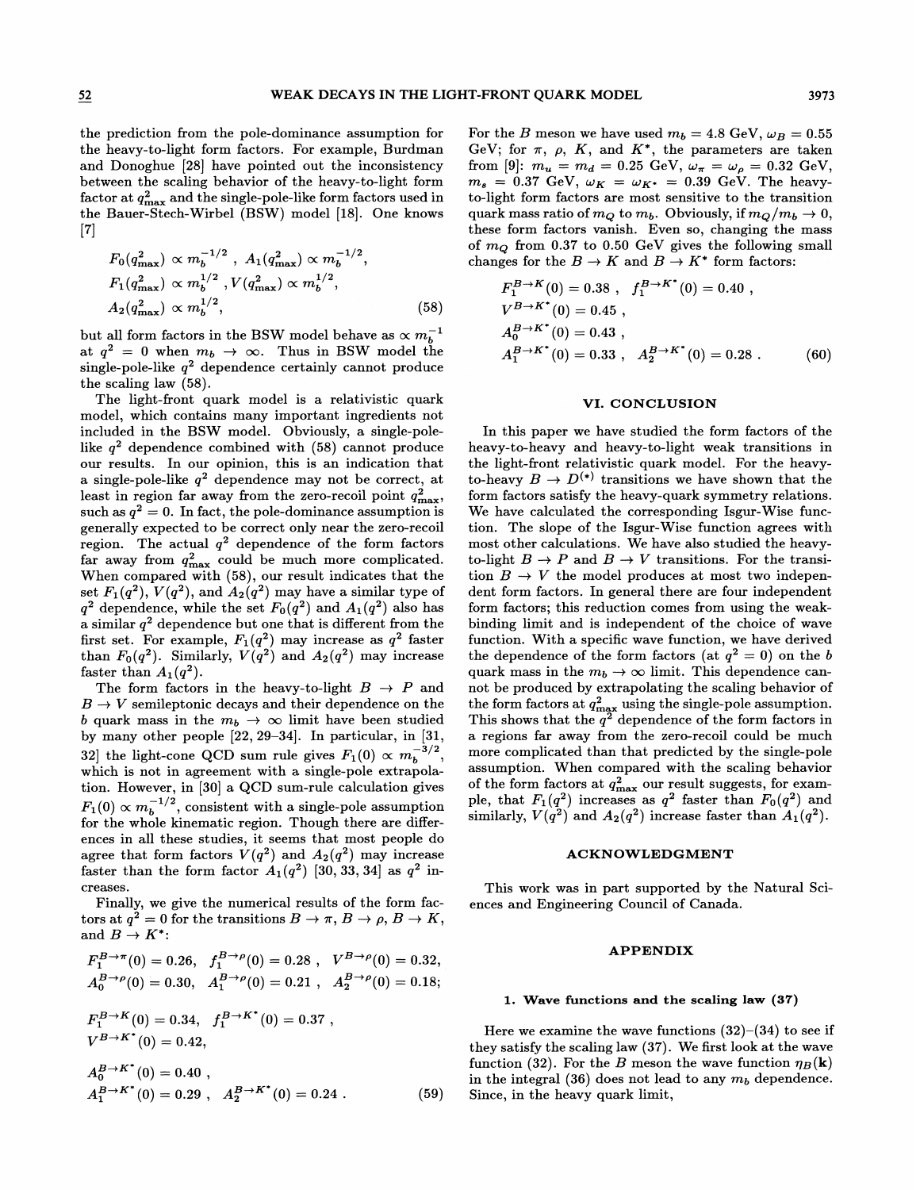the prediction from the pole-dominance assumption for the heavy-to-light form factors. For example, Burdman and Donoghue [28] have pointed out the inconsistency between the scaling behavior of the heavy-to-light form factor at $q^2_{\rm max}$ and the single-pole-like form factors used in the Bauer-Stech-Wirbel (BSW) model [18]. One knows [7]

$$
\begin{aligned}
&F_0(q^2_{\rm max}) \propto m_b^{-1/2}\ ,\ A_1(q^2_{\rm max}) \propto m_b^{-1/2}, \\
&F_1(q^2_{\rm max}) \propto m_b^{1/2}\ , V(q^2_{\rm max}) \propto m_b^{1/2}, \\
&A_2(q^2_{\rm max}) \propto m_b^{1/2},
\end{aligned}
\tag{58}
$$

but all form factors in the BSW model behave as $\propto m_b^{-1}$ at $q^2 = 0$ when $m_b \to \infty$. Thus in BSW model the single-pole-like $q^2$ dependence certainly cannot produce the scaling law (58).

The light-front quark model is a relativistic quark model, which contains many important ingredients not included in the BSW model. Obviously, a single-pole-like $q^2$ dependence combined with (58) cannot produce our results. In our opinion, this is an indication that a single-pole-like $q^2$ dependence may not be correct, at least in region far away from the zero-recoil point $q^2_{\rm max}$, such as $q^2 = 0$. In fact, the pole-dominance assumption is generally expected to be correct only near the zero-recoil region. The actual $q^2$ dependence of the form factors far away from $q^2_{\rm max}$ could be much more complicated. When compared with (58), our result indicates that the set $F_1(q^2)$, $V(q^2)$, and $A_2(q^2)$ may have a similar type of $q^2$ dependence, while the set $F_0(q^2)$ and $A_1(q^2)$ also has a similar $q^2$ dependence but one that is different from the first set. For example, $F_1(q^2)$ may increase as $q^2$ faster than $F_0(q^2)$. Similarly, $V(q^2)$ and $A_2(q^2)$ may increase faster than $A_1(q^2)$.

The form factors in the heavy-to-light $B \to P$ and $B \to V$ semileptonic decays and their dependence on the $b$ quark mass in the $m_b \to \infty$ limit have been studied by many other people [22, 29–34]. In particular, in [31, 32] the light-cone QCD sum rule gives $F_1(0) \propto m_b^{-3/2}$, which is not in agreement with a single-pole extrapolation. However, in [30] a QCD sum-rule calculation gives $F_1(0) \propto m_b^{-1/2}$, consistent with a single-pole assumption for the whole kinematic region. Though there are differences in all these studies, it seems that most people do agree that form factors $V(q^2)$ and $A_2(q^2)$ may increase faster than the form factor $A_1(q^2)$ [30, 33, 34] as $q^2$ increases.

Finally, we give the numerical results of the form factors at $q^2 = 0$ for the transitions $B \to \pi$, $B \to \rho$, $B \to K$, and $B \to K^*$:

$$
\begin{aligned}
&F_1^{B\to\pi}(0) = 0.26,\ \ f_1^{B\to\rho}(0) = 0.28\ ,\ \ V^{B\to\rho}(0) = 0.32, \\
&A_0^{B\to\rho}(0) = 0.30,\ \ A_1^{B\to\rho}(0) = 0.21\ ,\ \ A_2^{B\to\rho}(0) = 0.18; \\
&F_1^{B\to K}(0) = 0.34,\ \ f_1^{B\to K^*}(0) = 0.37\ , \\
&V^{B\to K^*}(0) = 0.42, \\
&A_0^{B\to K^*}(0) = 0.40\ , \\
&A_1^{B\to K^*}(0) = 0.29\ ,\ \ A_2^{B\to K^*}(0) = 0.24\ .
\end{aligned}
\tag{59}
$$

For the $B$ meson we have used $m_b = 4.8$ GeV, $\omega_B = 0.55$ GeV; for $\pi$, $\rho$, $K$, and $K^*$, the parameters are taken from [9]: $m_u = m_d = 0.25$ GeV, $\omega_\pi = \omega_\rho = 0.32$ GeV, $m_s = 0.37$ GeV, $\omega_K = \omega_{K^*} = 0.39$ GeV. The heavy-to-light form factors are most sensitive to the transition quark mass ratio of $m_Q$ to $m_b$. Obviously, if $m_Q/m_b \to 0$, these form factors vanish. Even so, changing the mass of $m_Q$ from 0.37 to 0.50 GeV gives the following small changes for the $B \to K$ and $B \to K^*$ form factors:

$$
\begin{aligned}
&F_1^{B\to K}(0) = 0.38\ ,\ \ f_1^{B\to K^*}(0) = 0.40\ , \\
&V^{B\to K^*}(0) = 0.45\ , \\
&A_0^{B\to K^*}(0) = 0.43\ , \\
&A_1^{B\to K^*}(0) = 0.33\ ,\ \ A_2^{B\to K^*}(0) = 0.28\ .
\end{aligned}
\tag{60}
$$

## VI. CONCLUSION

In this paper we have studied the form factors of the heavy-to-heavy and heavy-to-light weak transitions in the light-front relativistic quark model. For the heavy-to-heavy $B \to D^{(*)}$ transitions we have shown that the form factors satisfy the heavy-quark symmetry relations. We have calculated the corresponding Isgur-Wise function. The slope of the Isgur-Wise function agrees with most other calculations. We have also studied the heavy-to-light $B \to P$ and $B \to V$ transitions. For the transition $B \to V$ the model produces at most two independent form factors. In general there are four independent form factors; this reduction comes from using the weak-binding limit and is independent of the choice of wave function. With a specific wave function, we have derived the dependence of the form factors (at $q^2 = 0$) on the $b$ quark mass in the $m_b \to \infty$ limit. This dependence cannot be produced by extrapolating the scaling behavior of the form factors at $q^2_{\rm max}$ using the single-pole assumption. This shows that the $q^2$ dependence of the form factors in a regions far away from the zero-recoil could be much more complicated than that predicted by the single-pole assumption. When compared with the scaling behavior of the form factors at $q^2_{\rm max}$ our result suggests, for example, that $F_1(q^2)$ increases as $q^2$ faster than $F_0(q^2)$ and similarly, $V(q^2)$ and $A_2(q^2)$ increase faster than $A_1(q^2)$.

## ACKNOWLEDGMENT

This work was in part supported by the Natural Sciences and Engineering Council of Canada.

## APPENDIX

### 1. Wave functions and the scaling law (37)

Here we examine the wave functions (32)–(34) to see if they satisfy the scaling law (37). We first look at the wave function (32). For the $B$ meson the wave function $\eta_B(\mathbf{k})$ in the integral (36) does not lead to any $m_b$ dependence. Since, in the heavy quark limit,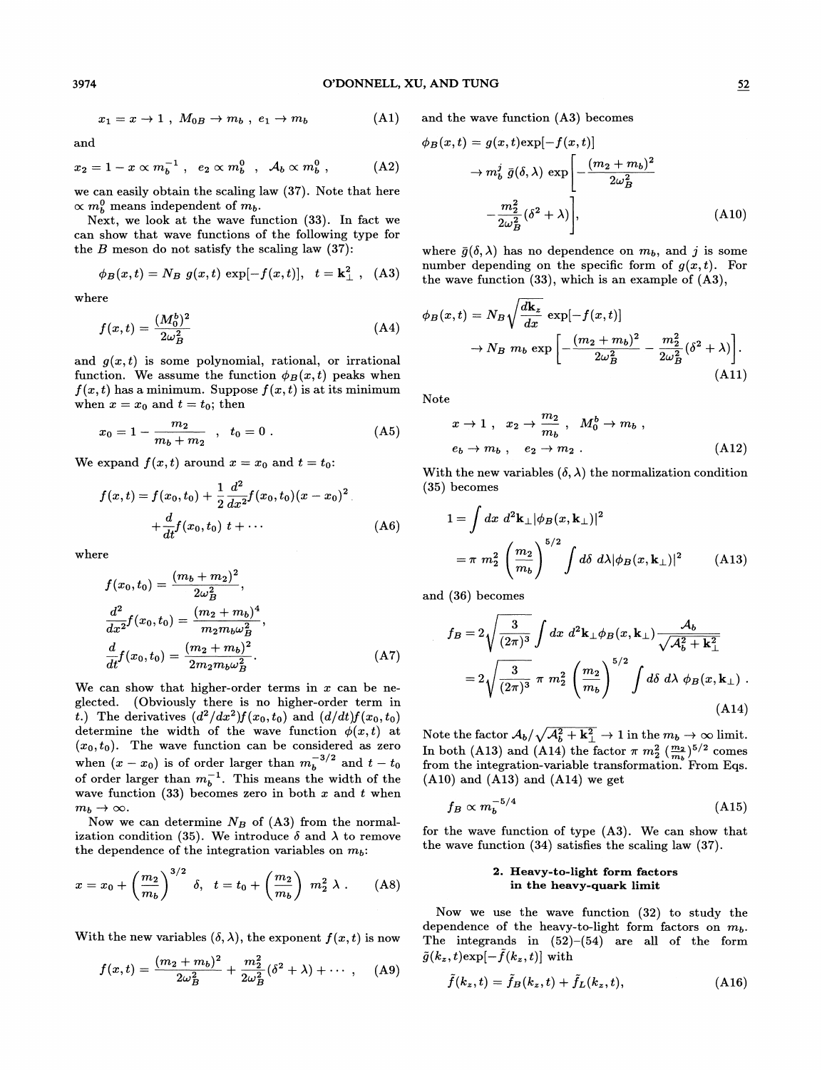$$x_1 = x \to 1\ ,\ M_{0B} \to m_b\ ,\ e_1 \to m_b \tag{A1}$$

and

$$x_2 = 1 - x \propto m_b^{-1}\ ,\ e_2 \propto m_b^0\ ,\ \mathcal{A}_b \propto m_b^0\ , \tag{A2}$$

we can easily obtain the scaling law (37). Note that here $\propto m_b^0$ means independent of $m_b$.

Next, we look at the wave function (33). In fact we can show that wave functions of the following type for the $B$ meson do not satisfy the scaling law (37):

$$\phi_B(x,t) = N_B\ g(x,t)\ \exp[-f(x,t)],\ \ t = \mathbf{k}_\perp^2\ , \tag{A3}$$

where

$$f(x,t) = \frac{(M_0^b)^2}{2\omega_B^2} \tag{A4}$$

and $g(x,t)$ is some polynomial, rational, or irrational function. We assume the function $\phi_B(x,t)$ peaks when $f(x,t)$ has a minimum. Suppose $f(x,t)$ is at its minimum when $x = x_0$ and $t = t_0$; then

$$x_0 = 1 - \frac{m_2}{m_b + m_2}\ \ ,\ \ t_0 = 0\ . \tag{A5}$$

We expand $f(x,t)$ around $x = x_0$ and $t = t_0$:

$$f(x,t) = f(x_0,t_0) + \frac{1}{2}\frac{d^2}{dx^2}f(x_0,t_0)(x-x_0)^2 + \frac{d}{dt}f(x_0,t_0)\ t + \cdots \tag{A6}$$

where

$$f(x_0,t_0) = \frac{(m_b+m_2)^2}{2\omega_B^2},$$
$$\frac{d^2}{dx^2}f(x_0,t_0) = \frac{(m_2+m_b)^4}{m_2 m_b \omega_B^2},$$
$$\frac{d}{dt}f(x_0,t_0) = \frac{(m_2+m_b)^2}{2m_2 m_b \omega_B^2}. \tag{A7}$$

We can show that higher-order terms in $x$ can be neglected. (Obviously there is no higher-order term in $t$.) The derivatives $(d^2/dx^2)f(x_0,t_0)$ and $(d/dt)f(x_0,t_0)$ determine the width of the wave function $\phi(x,t)$ at $(x_0,t_0)$. The wave function can be considered as zero when $(x - x_0)$ is of order larger than $m_b^{-3/2}$ and $t - t_0$ of order larger than $m_b^{-1}$. This means the width of the wave function (33) becomes zero in both $x$ and $t$ when $m_b \to \infty$.

Now we can determine $N_B$ of (A3) from the normalization condition (35). We introduce $\delta$ and $\lambda$ to remove the dependence of the integration variables on $m_b$:

$$x = x_0 + \left(\frac{m_2}{m_b}\right)^{3/2}\ \delta,\ \ t = t_0 + \left(\frac{m_2}{m_b}\right)\ m_2^2\ \lambda\ . \tag{A8}$$

With the new variables $(\delta,\lambda)$, the exponent $f(x,t)$ is now

$$f(x,t) = \frac{(m_2+m_b)^2}{2\omega_B^2} + \frac{m_2^2}{2\omega_B^2}(\delta^2+\lambda) + \cdots\ , \tag{A9}$$

and the wave function (A3) becomes

$$\phi_B(x,t) = g(x,t)\exp[-f(x,t)] \to m_b^j\ \bar{g}(\delta,\lambda)\ \exp\left[-\frac{(m_2+m_b)^2}{2\omega_B^2} - \frac{m_2^2}{2\omega_B^2}(\delta^2+\lambda)\right], \tag{A10}$$

where $\bar{g}(\delta,\lambda)$ has no dependence on $m_b$, and $j$ is some number depending on the specific form of $g(x,t)$. For the wave function (33), which is an example of (A3),

$$\phi_B(x,t) = N_B\sqrt{\frac{d\mathbf{k}_z}{dx}}\ \exp[-f(x,t)] \to N_B\ m_b\ \exp\left[-\frac{(m_2+m_b)^2}{2\omega_B^2} - \frac{m_2^2}{2\omega_B^2}(\delta^2+\lambda)\right]. \tag{A11}$$

Note

$$x \to 1\ ,\ \ x_2 \to \frac{m_2}{m_b}\ ,\ \ M_0^b \to m_b\ ,$$
$$e_b \to m_b\ ,\ \ e_2 \to m_2\ . \tag{A12}$$

With the new variables $(\delta,\lambda)$ the normalization condition (35) becomes

$$1 = \int dx\ d^2\mathbf{k}_\perp |\phi_B(x,\mathbf{k}_\perp)|^2 = \pi\ m_2^2\left(\frac{m_2}{m_b}\right)^{5/2}\int d\delta\ d\lambda |\phi_B(x,\mathbf{k}_\perp)|^2 \tag{A13}$$

and (36) becomes

$$f_B = 2\sqrt{\frac{3}{(2\pi)^3}}\int dx\ d^2\mathbf{k}_\perp \phi_B(x,\mathbf{k}_\perp)\frac{\mathcal{A}_b}{\sqrt{\mathcal{A}_b^2+\mathbf{k}_\perp^2}} = 2\sqrt{\frac{3}{(2\pi)^3}}\ \pi\ m_2^2\left(\frac{m_2}{m_b}\right)^{5/2}\int d\delta\ d\lambda\ \phi_B(x,\mathbf{k}_\perp)\ . \tag{A14}$$

Note the factor $\mathcal{A}_b/\sqrt{\mathcal{A}_b^2+\mathbf{k}_\perp^2} \to 1$ in the $m_b \to \infty$ limit. In both (A13) and (A14) the factor $\pi\ m_2^2\ (\frac{m_2}{m_b})^{5/2}$ comes from the integration-variable transformation. From Eqs. (A10) and (A13) and (A14) we get

$$f_B \propto m_b^{-5/4} \tag{A15}$$

for the wave function of type (A3). We can show that the wave function (34) satisfies the scaling law (37).

### 2. Heavy-to-light form factors in the heavy-quark limit

Now we use the wave function (32) to study the dependence of the heavy-to-light form factors on $m_b$. The integrands in (52)–(54) are all of the form $\tilde{g}(k_z,t)\exp[-\tilde{f}(k_z,t)]$ with

$$\tilde{f}(k_z,t) = \tilde{f}_B(k_z,t) + \tilde{f}_L(k_z,t), \tag{A16}$$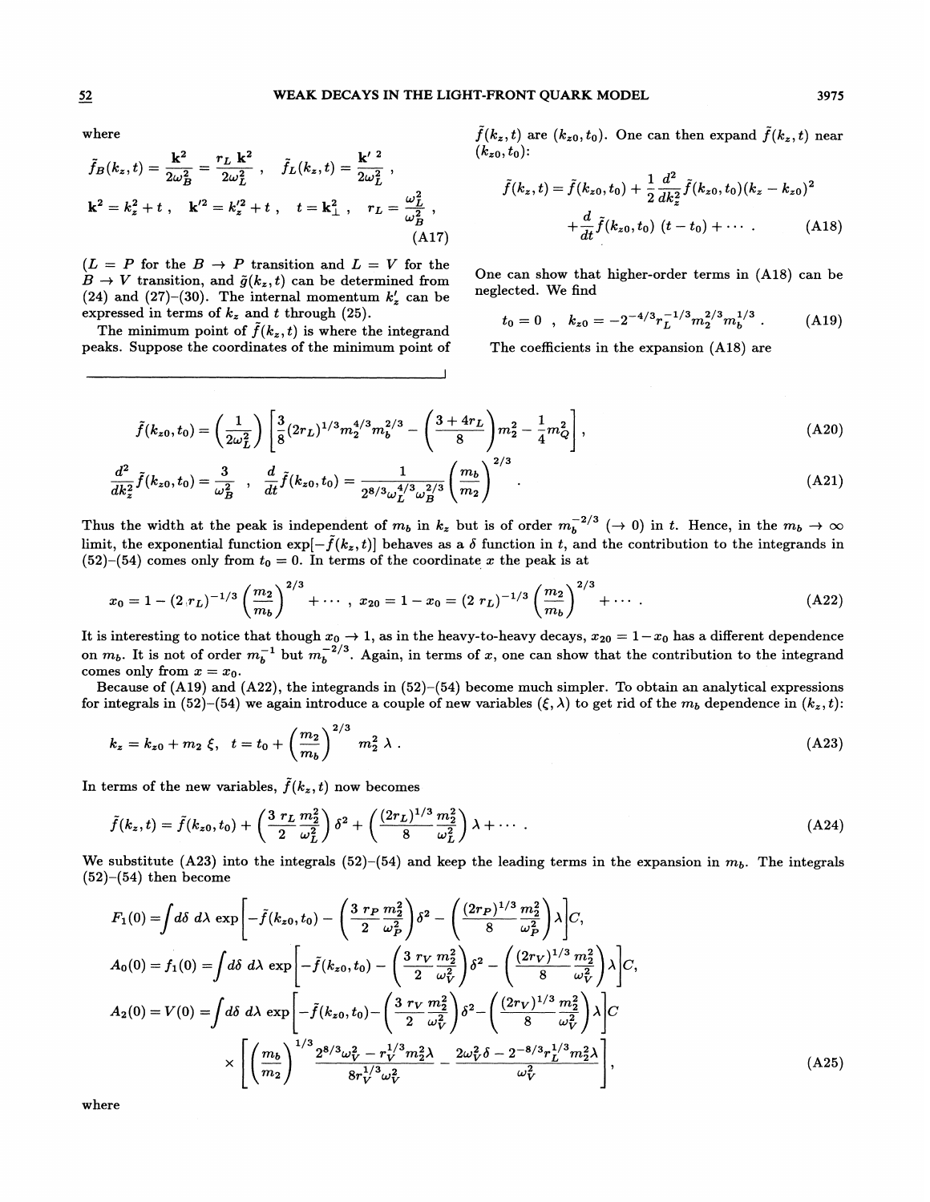where

$$\tilde{f}_B(k_z,t)=\frac{\mathbf{k}^2}{2\omega_B^2}=\frac{r_L\,\mathbf{k}^2}{2\omega_L^2}\,,\quad \tilde{f}_L(k_z,t)=\frac{\mathbf{k}'^{\,2}}{2\omega_L^2}\,,$$

$$\mathbf{k}^2=k_z^2+t\,,\quad \mathbf{k}'^2=k_z'^2+t\,,\quad t=\mathbf{k}_\perp^2\,,\quad r_L=\frac{\omega_L^2}{\omega_B^2}\,, \tag{A17}$$

($L=P$ for the $B\to P$ transition and $L=V$ for the $B\to V$ transition, and $\tilde{g}(k_z,t)$ can be determined from (24) and (27)–(30). The internal momentum $k_z'$ can be expressed in terms of $k_z$ and $t$ through (25).

The minimum point of $\tilde{f}(k_z,t)$ is where the integrand peaks. Suppose the coordinates of the minimum point of $\tilde{f}(k_z,t)$ are $(k_{z0},t_0)$. One can then expand $\tilde{f}(k_z,t)$ near $(k_{z0},t_0)$:

$$\tilde{f}(k_z,t)=\tilde{f}(k_{z0},t_0)+\frac{1}{2}\frac{d^2}{dk_z^2}\tilde{f}(k_{z0},t_0)(k_z-k_{z0})^2 +\frac{d}{dt}\tilde{f}(k_{z0},t_0)\;(t-t_0)+\cdots\,. \tag{A18}$$

One can show that higher-order terms in (A18) can be neglected. We find

$$t_0=0\ ,\quad k_{z0}=-2^{-4/3}r_L^{-1/3}m_2^{2/3}m_b^{1/3}\,. \tag{A19}$$

The coefficients in the expansion (A18) are

$$\tilde{f}(k_{z0},t_0)=\left(\frac{1}{2\omega_L^2}\right)\left[\frac{3}{8}(2r_L)^{1/3}m_2^{4/3}m_b^{2/3}-\left(\frac{3+4r_L}{8}\right)m_2^2-\frac{1}{4}m_Q^2\right], \tag{A20}$$

$$\frac{d^2}{dk_z^2}\tilde{f}(k_{z0},t_0)=\frac{3}{\omega_B^2}\ ,\quad \frac{d}{dt}\tilde{f}(k_{z0},t_0)=\frac{1}{2^{8/3}\omega_L^{4/3}\omega_B^{2/3}}\left(\frac{m_b}{m_2}\right)^{2/3}. \tag{A21}$$

Thus the width at the peak is independent of $m_b$ in $k_z$ but is of order $m_b^{-2/3}$ ($\to 0$) in $t$. Hence, in the $m_b\to\infty$ limit, the exponential function $\exp[-\tilde{f}(k_z,t)]$ behaves as a $\delta$ function in $t$, and the contribution to the integrands in (52)–(54) comes only from $t_0=0$. In terms of the coordinate $x$ the peak is at

$$x_0=1-(2\,r_L)^{-1/3}\left(\frac{m_2}{m_b}\right)^{2/3}+\cdots\ ,\quad x_{20}=1-x_0=(2\,r_L)^{-1/3}\left(\frac{m_2}{m_b}\right)^{2/3}+\cdots\,. \tag{A22}$$

It is interesting to notice that though $x_0\to 1$, as in the heavy-to-heavy decays, $x_{20}=1-x_0$ has a different dependence on $m_b$. It is not of order $m_b^{-1}$ but $m_b^{-2/3}$. Again, in terms of $x$, one can show that the contribution to the integrand comes only from $x=x_0$.

Because of (A19) and (A22), the integrands in (52)–(54) become much simpler. To obtain an analytical expressions for integrals in (52)–(54) we again introduce a couple of new variables $(\xi,\lambda)$ to get rid of the $m_b$ dependence in $(k_z,t)$:

$$k_z=k_{z0}+m_2\,\xi,\quad t=t_0+\left(\frac{m_2}{m_b}\right)^{2/3}m_2^2\,\lambda\,. \tag{A23}$$

In terms of the new variables, $\tilde{f}(k_z,t)$ now becomes

$$\tilde{f}(k_z,t)=\tilde{f}(k_{z0},t_0)+\left(\frac{3}{2}\frac{r_L\,m_2^2}{\omega_L^2}\right)\delta^2+\left(\frac{(2r_L)^{1/3}}{8}\frac{m_2^2}{\omega_L^2}\right)\lambda+\cdots\,. \tag{A24}$$

We substitute (A23) into the integrals (52)–(54) and keep the leading terms in the expansion in $m_b$. The integrals (52)–(54) then become

$$\begin{aligned}
F_1(0)&=\int d\delta\;d\lambda\;\exp\left[-\tilde{f}(k_{z0},t_0)-\left(\frac{3}{2}\frac{r_P\,m_2^2}{\omega_P^2}\right)\delta^2-\left(\frac{(2r_P)^{1/3}}{8}\frac{m_2^2}{\omega_P^2}\right)\lambda\right]C,\\
A_0(0)=f_1(0)&=\int d\delta\;d\lambda\;\exp\left[-\tilde{f}(k_{z0},t_0)-\left(\frac{3}{2}\frac{r_V\,m_2^2}{\omega_V^2}\right)\delta^2-\left(\frac{(2r_V)^{1/3}}{8}\frac{m_2^2}{\omega_V^2}\right)\lambda\right]C,\\
A_2(0)=V(0)&=\int d\delta\;d\lambda\;\exp\left[-\tilde{f}(k_{z0},t_0)-\left(\frac{3}{2}\frac{r_V\,m_2^2}{\omega_V^2}\right)\delta^2-\left(\frac{(2r_V)^{1/3}}{8}\frac{m_2^2}{\omega_V^2}\right)\lambda\right]C\\
&\quad\times\left[\left(\frac{m_b}{m_2}\right)^{1/3}\frac{2^{8/3}\omega_V^2-r_V^{1/3}m_2^2\lambda}{8r_V^{1/3}\omega_V^2}-\frac{2\omega_V^2\delta-2^{-8/3}r_L^{1/3}m_2^2\lambda}{\omega_V^2}\right],
\end{aligned} \tag{A25}$$

where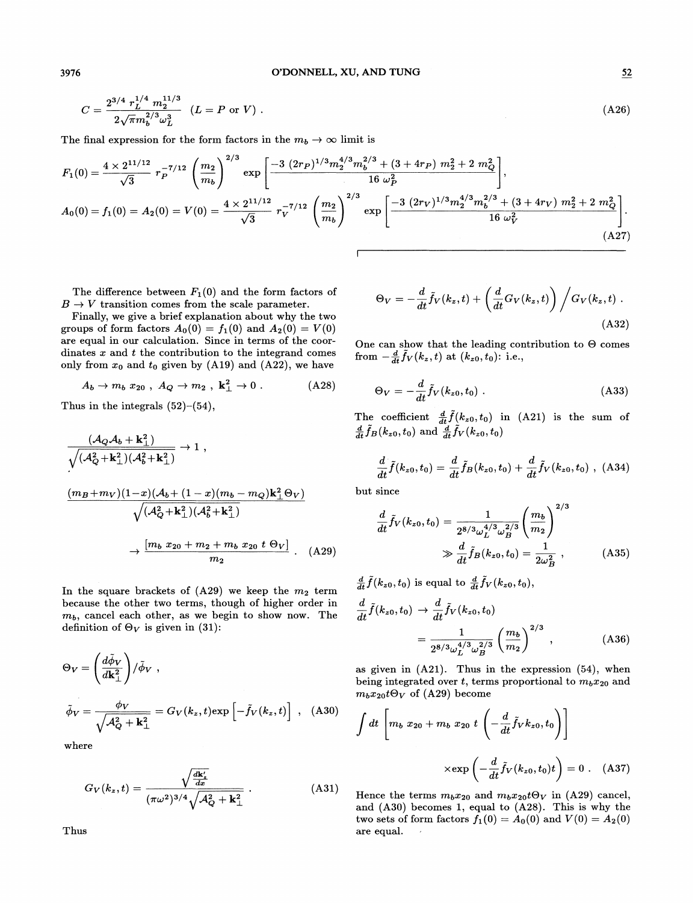$$C = \frac{2^{3/4}\, r_L^{1/4}\, m_2^{11/3}}{2\sqrt{\pi} m_b^{2/3} \omega_L^3} \quad (L = P \text{ or } V) . \tag{A26}$$

The final expression for the form factors in the $m_b \to \infty$ limit is

$$F_1(0) = \frac{4 \times 2^{11/12}}{\sqrt{3}}\, r_P^{-7/12} \left(\frac{m_2}{m_b}\right)^{2/3} \exp\left[\frac{-3\,(2r_P)^{1/3} m_2^{4/3} m_b^{2/3} + (3 + 4r_P)\, m_2^2 + 2\, m_Q^2}{16\, \omega_P^2}\right],$$

$$A_0(0) = f_1(0) = A_2(0) = V(0) = \frac{4 \times 2^{11/12}}{\sqrt{3}}\, r_V^{-7/12} \left(\frac{m_2}{m_b}\right)^{2/3} \exp\left[\frac{-3\,(2r_V)^{1/3} m_2^{4/3} m_b^{2/3} + (3 + 4r_V)\, m_2^2 + 2\, m_Q^2}{16\, \omega_V^2}\right]. \tag{A27}$$

The difference between $F_1(0)$ and the form factors of $B \to V$ transition comes from the scale parameter.

Finally, we give a brief explanation about why the two groups of form factors $A_0(0) = f_1(0)$ and $A_2(0) = V(0)$ are equal in our calculation. Since in terms of the coordinates $x$ and $t$ the contribution to the integrand comes only from $x_0$ and $t_0$ given by (A19) and (A22), we have

$$\mathcal{A}_b \to m_b\, x_{20} \ , \ \mathcal{A}_Q \to m_2 \ , \ \mathbf{k}_\perp^2 \to 0 . \tag{A28}$$

Thus in the integrals (52)–(54),

$$\frac{(\mathcal{A}_Q \mathcal{A}_b + \mathbf{k}_\perp^2)}{\sqrt{(\mathcal{A}_Q^2 + \mathbf{k}_\perp^2)(\mathcal{A}_b^2 + \mathbf{k}_\perp^2)}} \to 1 \ ,$$

$$\frac{(m_B + m_V)(1-x)(\mathcal{A}_b + (1-x)(m_b - m_Q)\mathbf{k}_\perp^2 \Theta_V)}{\sqrt{(\mathcal{A}_Q^2 + \mathbf{k}_\perp^2)(\mathcal{A}_b^2 + \mathbf{k}_\perp^2)}}$$

$$\to \frac{[m_b\, x_{20} + m_2 + m_b\, x_{20}\, t\, \Theta_V]}{m_2} . \tag{A29}$$

In the square brackets of (A29) we keep the $m_2$ term because the other two terms, though of higher order in $m_b$, cancel each other, as we begin to show now. The definition of $\Theta_V$ is given in (31):

$$\Theta_V = \left(\frac{d\phi_V}{d\mathbf{k}_\perp^2}\right) \Big/ \phi_V \ ,$$

$$\tilde{\phi}_V = \frac{\phi_V}{\sqrt{\mathcal{A}_Q^2 + \mathbf{k}_\perp^2}} = G_V(k_z, t) \exp\left[-\tilde{f}_V(k_z, t)\right] , \tag{A30}$$

where

$$G_V(k_z, t) = \frac{\sqrt{\frac{dk_z'}{dx}}}{(\pi\omega^2)^{3/4}\sqrt{\mathcal{A}_Q^2 + \mathbf{k}_\perp^2}} . \tag{A31}$$

Thus

$$\Theta_V = -\frac{d}{dt}\tilde{f}_V(k_z, t) + \left(\frac{d}{dt}G_V(k_z, t)\right) \Big/ G_V(k_z, t) . \tag{A32}$$

One can show that the leading contribution to $\Theta$ comes from $-\frac{d}{dt}\tilde{f}_V(k_z, t)$ at $(k_{z0}, t_0)$: i.e.,

$$\Theta_V = -\frac{d}{dt}\tilde{f}_V(k_{z0}, t_0) . \tag{A33}$$

The coefficient $\frac{d}{dt}\tilde{f}(k_{z0}, t_0)$ in (A21) is the sum of $\frac{d}{dt}\tilde{f}_B(k_{z0}, t_0)$ and $\frac{d}{dt}\tilde{f}_V(k_{z0}, t_0)$

$$\frac{d}{dt}\tilde{f}(k_{z0}, t_0) = \frac{d}{dt}\tilde{f}_B(k_{z0}, t_0) + \frac{d}{dt}\tilde{f}_V(k_{z0}, t_0) \ , \tag{A34}$$

but since

$$\frac{d}{dt}\tilde{f}_V(k_{z0}, t_0) = \frac{1}{2^{8/3}\omega_L^{4/3}\omega_B^{2/3}} \left(\frac{m_b}{m_2}\right)^{2/3} \gg \frac{d}{dt}\tilde{f}_B(k_{z0}, t_0) = \frac{1}{2\omega_B^2} \ , \tag{A35}$$

$\frac{d}{dt}\tilde{f}(k_{z0}, t_0)$ is equal to $\frac{d}{dt}\tilde{f}_V(k_{z0}, t_0)$,

$$\frac{d}{dt}\tilde{f}(k_{z0}, t_0) \to \frac{d}{dt}\tilde{f}_V(k_{z0}, t_0) = \frac{1}{2^{8/3}\omega_L^{4/3}\omega_B^{2/3}} \left(\frac{m_b}{m_2}\right)^{2/3} , \tag{A36}$$

as given in (A21). Thus in the expression (54), when being integrated over $t$, terms proportional to $m_b x_{20}$ and $m_b x_{20} t \Theta_V$ of (A29) become

$$\int dt \left[m_b\, x_{20} + m_b\, x_{20}\, t \left(-\frac{d}{dt}\tilde{f}_V k_{z0}, t_0\right)\right] \times \exp\left(-\frac{d}{dt}\tilde{f}_V(k_{z0}, t_0) t\right) = 0 . \tag{A37}$$

Hence the terms $m_b x_{20}$ and $m_b x_{20} t \Theta_V$ in (A29) cancel, and (A30) becomes 1, equal to (A28). This is why the two sets of form factors $f_1(0) = A_0(0)$ and $V(0) = A_2(0)$ are equal.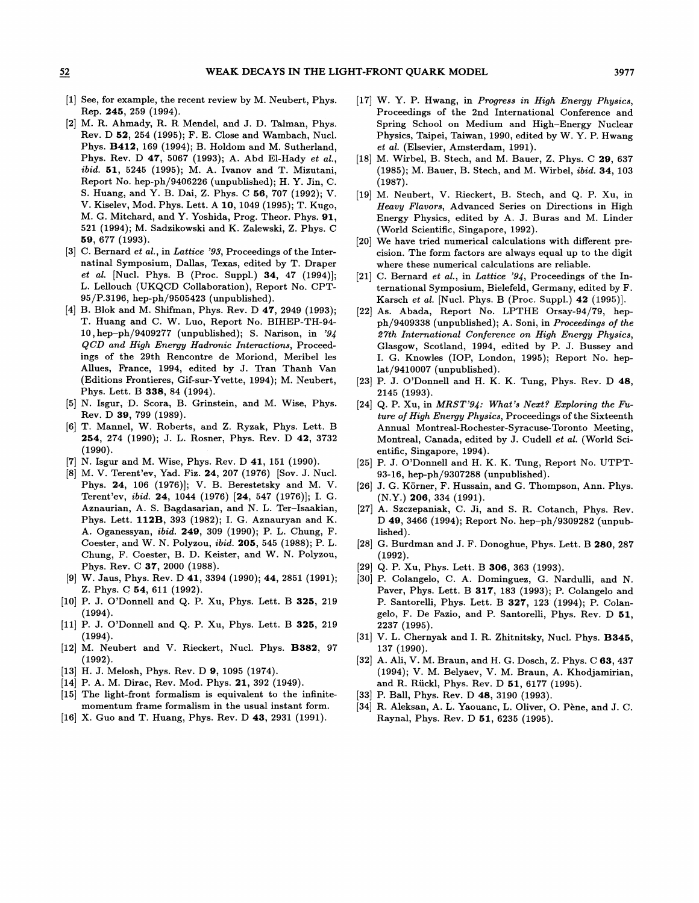[1] See, for example, the recent review by M. Neubert, Phys. Rep. **245**, 259 (1994).

[2] M. R. Ahmady, R. R Mendel, and J. D. Talman, Phys. Rev. D **52**, 254 (1995); F. E. Close and Wambach, Nucl. Phys. **B412**, 169 (1994); B. Holdom and M. Sutherland, Phys. Rev. D **47**, 5067 (1993); A. Abd El-Hady *et al.*, *ibid.* **51**, 5245 (1995); M. A. Ivanov and T. Mizutani, Report No. hep-ph/9406226 (unpublished); H. Y. Jin, C. S. Huang, and Y. B. Dai, Z. Phys. C **56**, 707 (1992); V. V. Kiselev, Mod. Phys. Lett. A **10**, 1049 (1995); T. Kugo, M. G. Mitchard, and Y. Yoshida, Prog. Theor. Phys. **91**, 521 (1994); M. Sadzikowski and K. Zalewski, Z. Phys. C **59**, 677 (1993).

[3] C. Bernard *et al.*, in *Lattice '93*, Proceedings of the Internatinal Symposium, Dallas, Texas, edited by T. Draper *et al.* [Nucl. Phys. B (Proc. Suppl.) **34**, 47 (1994)]; L. Lellouch (UKQCD Collaboration), Report No. CPT-95/P.3196, hep-ph/9505423 (unpublished).

[4] B. Blok and M. Shifman, Phys. Rev. D **47**, 2949 (1993); T. Huang and C. W. Luo, Report No. BIHEP-TH-94-10, hep-ph/9409277 (unpublished); S. Narison, in *'94 QCD and High Energy Hadronic Interactions*, Proceedings of the 29th Rencontre de Moriond, Meribel les Allues, France, 1994, edited by J. Tran Thanh Van (Editions Frontieres, Gif-sur-Yvette, 1994); M. Neubert, Phys. Lett. B **338**, 84 (1994).

[5] N. Isgur, D. Scora, B. Grinstein, and M. Wise, Phys. Rev. D **39**, 799 (1989).

[6] T. Mannel, W. Roberts, and Z. Ryzak, Phys. Lett. B **254**, 274 (1990); J. L. Rosner, Phys. Rev. D **42**, 3732 (1990).

[7] N. Isgur and M. Wise, Phys. Rev. D **41**, 151 (1990).

[8] M. V. Terent'ev, Yad. Fiz. **24**, 207 (1976) [Sov. J. Nucl. Phys. **24**, 106 (1976)]; V. B. Berestetsky and M. V. Terent'ev, *ibid.* **24**, 1044 (1976) [**24**, 547 (1976)]; I. G. Aznaurian, A. S. Bagdasarian, and N. L. Ter-Isaakian, Phys. Lett. **112B**, 393 (1982); I. G. Aznauryan and K. A. Oganessyan, *ibid.* **249**, 309 (1990); P. L. Chung, F. Coester, and W. N. Polyzou, *ibid.* **205**, 545 (1988); P. L. Chung, F. Coester, B. D. Keister, and W. N. Polyzou, Phys. Rev. C **37**, 2000 (1988).

[9] W. Jaus, Phys. Rev. D **41**, 3394 (1990); **44**, 2851 (1991); Z. Phys. C **54**, 611 (1992).

[10] P. J. O'Donnell and Q. P. Xu, Phys. Lett. B **325**, 219 (1994).

[11] P. J. O'Donnell and Q. P. Xu, Phys. Lett. B **325**, 219 (1994).

[12] M. Neubert and V. Rieckert, Nucl. Phys. **B382**, 97 (1992).

[13] H. J. Melosh, Phys. Rev. D **9**, 1095 (1974).

[14] P. A. M. Dirac, Rev. Mod. Phys. **21**, 392 (1949).

[15] The light-front formalism is equivalent to the infinite-momentum frame formalism in the usual instant form.

[16] X. Guo and T. Huang, Phys. Rev. D **43**, 2931 (1991).

[17] W. Y. P. Hwang, in *Progress in High Energy Physics*, Proceedings of the 2nd International Conference and Spring School on Medium and High-Energy Nuclear Physics, Taipei, Taiwan, 1990, edited by W. Y. P. Hwang *et al.* (Elsevier, Amsterdam, 1991).

[18] M. Wirbel, B. Stech, and M. Bauer, Z. Phys. C **29**, 637 (1985); M. Bauer, B. Stech, and M. Wirbel, *ibid.* **34**, 103 (1987).

[19] M. Neubert, V. Rieckert, B. Stech, and Q. P. Xu, in *Heavy Flavors*, Advanced Series on Directions in High Energy Physics, edited by A. J. Buras and M. Linder (World Scientific, Singapore, 1992).

[20] We have tried numerical calculations with different precision. The form factors are always equal up to the digit where these numerical calculations are reliable.

[21] C. Bernard *et al.*, in *Lattice '94*, Proceedings of the International Symposium, Bielefeld, Germany, edited by F. Karsch *et al.* [Nucl. Phys. B (Proc. Suppl.) **42** (1995)].

[22] As. Abada, Report No. LPTHE Orsay-94/79, hep-ph/9409338 (unpublished); A. Soni, in *Proceedings of the 27th International Conference on High Energy Physics*, Glasgow, Scotland, 1994, edited by P. J. Bussey and I. G. Knowles (IOP, London, 1995); Report No. hep-lat/9410007 (unpublished).

[23] P. J. O'Donnell and H. K. K. Tung, Phys. Rev. D **48**, 2145 (1993).

[24] Q. P. Xu, in *MRST'94: What's Next? Exploring the Future of High Energy Physics*, Proceedings of the Sixteenth Annual Montreal-Rochester-Syracuse-Toronto Meeting, Montreal, Canada, edited by J. Cudell *et al.* (World Scientific, Singapore, 1994).

[25] P. J. O'Donnell and H. K. K. Tung, Report No. UTPT-93-16, hep-ph/9307288 (unpublished).

[26] J. G. Körner, F. Hussain, and G. Thompson, Ann. Phys. (N.Y.) **206**, 334 (1991).

[27] A. Szczepaniak, C. Ji, and S. R. Cotanch, Phys. Rev. D **49**, 3466 (1994); Report No. hep-ph/9309282 (unpublished).

[28] G. Burdman and J. F. Donoghue, Phys. Lett. B **280**, 287 (1992).

[29] Q. P. Xu, Phys. Lett. B **306**, 363 (1993).

[30] P. Colangelo, C. A. Dominguez, G. Nardulli, and N. Paver, Phys. Lett. B **317**, 183 (1993); P. Colangelo and P. Santorelli, Phys. Lett. B **327**, 123 (1994); P. Colangelo, F. De Fazio, and P. Santorelli, Phys. Rev. D **51**, 2237 (1995).

[31] V. L. Chernyak and I. R. Zhitnitsky, Nucl. Phys. **B345**, 137 (1990).

[32] A. Ali, V. M. Braun, and H. G. Dosch, Z. Phys. C **63**, 437 (1994); V. M. Belyaev, V. M. Braun, A. Khodjamirian, and R. Rückl, Phys. Rev. D **51**, 6177 (1995).

[33] P. Ball, Phys. Rev. D **48**, 3190 (1993).

[34] R. Aleksan, A. L. Yaouanc, L. Oliver, O. Pène, and J. C. Raynal, Phys. Rev. D **51**, 6235 (1995).